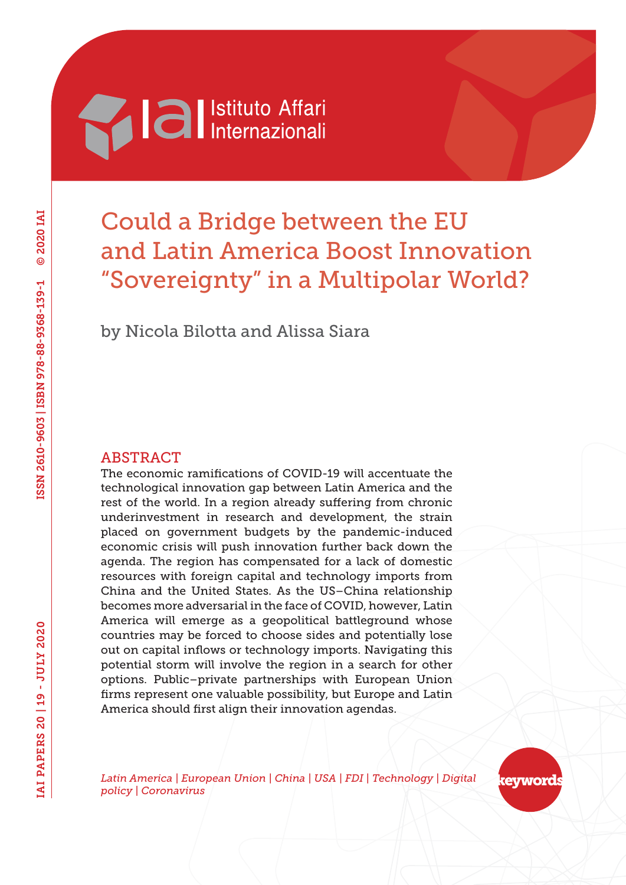# Could a Bridge between the EU and Latin America Boost Innovation "Sovereignty" in a Multipolar World?

by Nicola Bilotta and Alissa Siara

## ABSTRACT

The economic ramifications of COVID-19 will accentuate the technological innovation gap between Latin America and the rest of the world. In a region already suffering from chronic underinvestment in research and development, the strain placed on government budgets by the pandemic-induced economic crisis will push innovation further back down the agenda. The region has compensated for a lack of domestic resources with foreign capital and technology imports from China and the United States. As the US–China relationship becomes more adversarial in the face of COVID, however, Latin America will emerge as a geopolitical battleground whose countries may be forced to choose sides and potentially lose out on capital inflows or technology imports. Navigating this potential storm will involve the region in a search for other options. Public–private partnerships with European Union firms represent one valuable possibility, but Europe and Latin America should first align their innovation agendas.

*Latin America | European Union | China | USA | FDI | Technology | Digital policy | Coronavirus*

keywords

ISSN 2610-9603 | ISBN 978-88-9368-139-1 © 2020 IAI

IAI PAPERS 20 | 19 - JULY 2020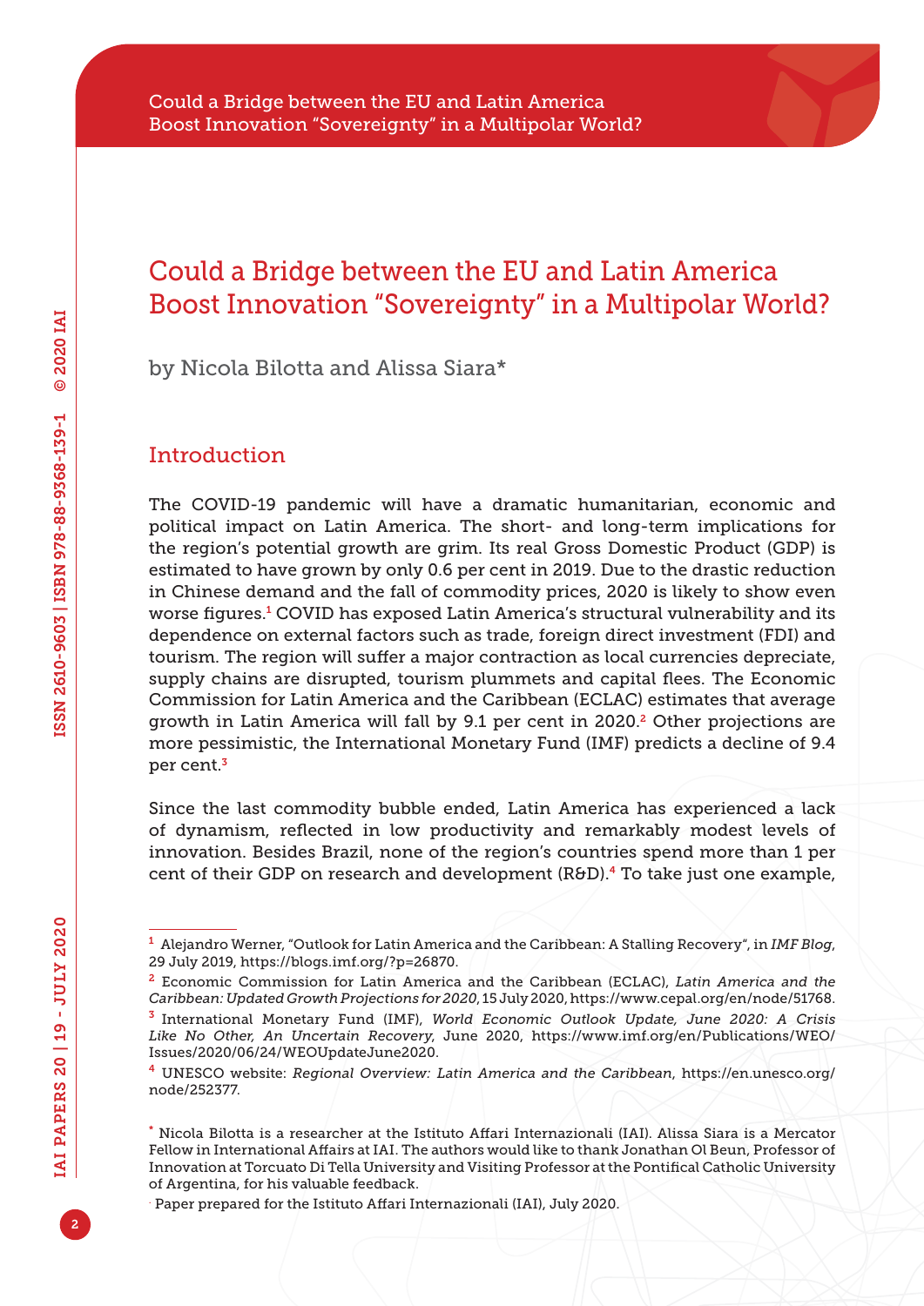# Could a Bridge between the EU and Latin America Boost Innovation "Sovereignty" in a Multipolar World?

by Nicola Bilotta and Alissa Siara*

## Introduction

The COVID-19 pandemic will have a dramatic humanitarian, economic and political impact on Latin America. The short- and long-term implications for the region's potential growth are grim. Its real Gross Domestic Product (GDP) is estimated to have grown by only 0.6 per cent in 2019. Due to the drastic reduction in Chinese demand and the fall of commodity prices, 2020 is likely to show even worse figures.[1] COVID has exposed Latin America's structural vulnerability and its dependence on external factors such as trade, foreign direct investment (FDI) and tourism. The region will suffer a major contraction as local currencies depreciate, supply chains are disrupted, tourism plummets and capital flees. The Economic Commission for Latin America and the Caribbean (ECLAC) estimates that average growth in Latin America will fall by 9.1 per cent in 2020.[2] Other projections are more pessimistic, the International Monetary Fund (IMF) predicts a decline of 9.4 per cent.[3]

Since the last commodity bubble ended, Latin America has experienced a lack of dynamism, reflected in low productivity and remarkably modest levels of innovation. Besides Brazil, none of the region's countries spend more than 1 per cent of their GDP on research and development (R&D).[4] To take just one example,

---

[1] Alejandro Werner, "Outlook for Latin America and the Caribbean: A Stalling Recovery", in *IMF Blog*, 29 July 2019, https://blogs.imf.org/?p=26870.

[2] Economic Commission for Latin America and the Caribbean (ECLAC), *Latin America and the Caribbean: Updated Growth Projections for 2020*, 15 July 2020, https://www.cepal.org/en/node/51768.

[3] International Monetary Fund (IMF), *World Economic Outlook Update, June 2020: A Crisis Like No Other, An Uncertain Recovery*, June 2020, https://www.imf.org/en/Publications/WEO/Issues/2020/06/24/WEOUpdateJune2020.

[4] UNESCO website: *Regional Overview: Latin America and the Caribbean*, https://en.unesco.org/node/252377.

\* Nicola Bilotta is a researcher at the Istituto Affari Internazionali (IAI). Alissa Siara is a Mercator Fellow in International Affairs at IAI. The authors would like to thank Jonathan Ol Beun, Professor of Innovation at Torcuato Di Tella University and Visiting Professor at the Pontifical Catholic University of Argentina, for his valuable feedback.

. Paper prepared for the Istituto Affari Internazionali (IAI), July 2020.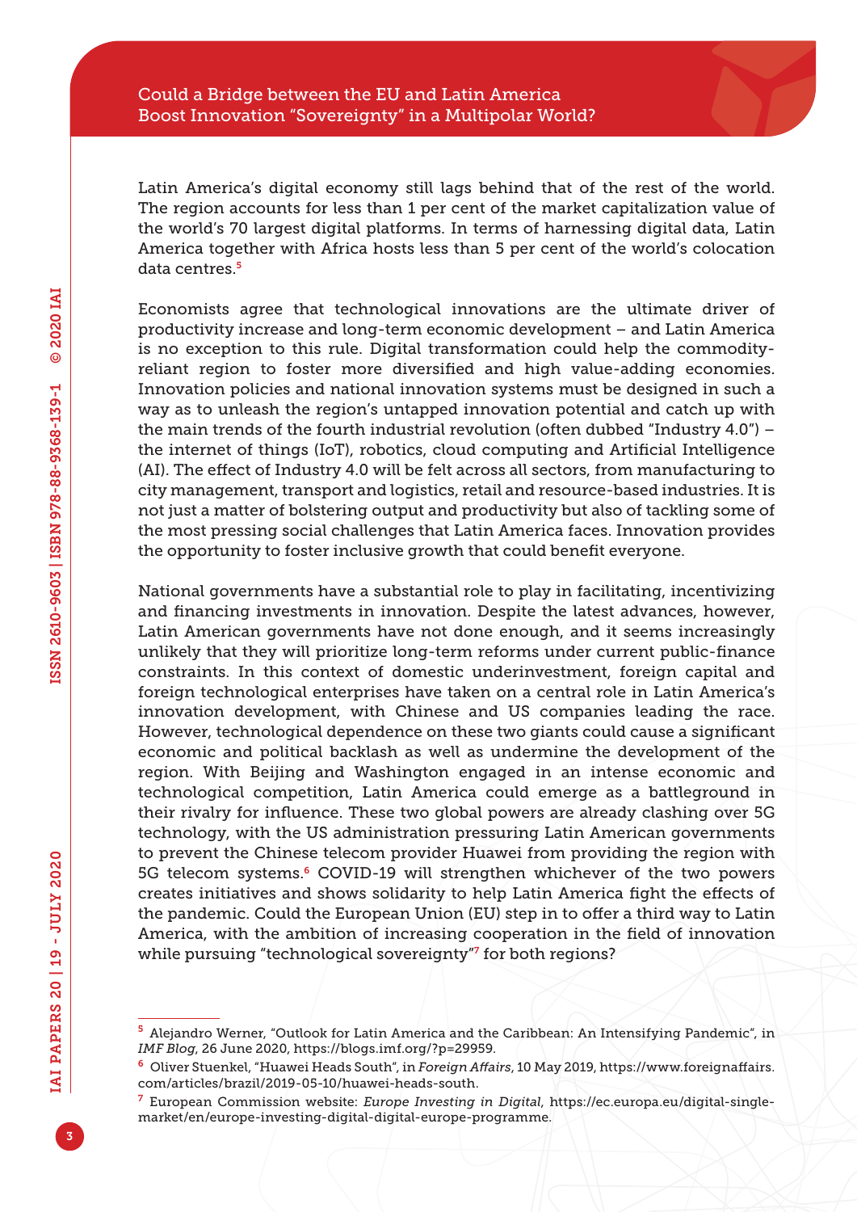Latin America's digital economy still lags behind that of the rest of the world. The region accounts for less than 1 per cent of the market capitalization value of the world's 70 largest digital platforms. In terms of harnessing digital data, Latin America together with Africa hosts less than 5 per cent of the world's colocation data centres.[5]

Economists agree that technological innovations are the ultimate driver of productivity increase and long-term economic development – and Latin America is no exception to this rule. Digital transformation could help the commodity-reliant region to foster more diversified and high value-adding economies. Innovation policies and national innovation systems must be designed in such a way as to unleash the region's untapped innovation potential and catch up with the main trends of the fourth industrial revolution (often dubbed "Industry 4.0") – the internet of things (IoT), robotics, cloud computing and Artificial Intelligence (AI). The effect of Industry 4.0 will be felt across all sectors, from manufacturing to city management, transport and logistics, retail and resource-based industries. It is not just a matter of bolstering output and productivity but also of tackling some of the most pressing social challenges that Latin America faces. Innovation provides the opportunity to foster inclusive growth that could benefit everyone.

National governments have a substantial role to play in facilitating, incentivizing and financing investments in innovation. Despite the latest advances, however, Latin American governments have not done enough, and it seems increasingly unlikely that they will prioritize long-term reforms under current public-finance constraints. In this context of domestic underinvestment, foreign capital and foreign technological enterprises have taken on a central role in Latin America's innovation development, with Chinese and US companies leading the race. However, technological dependence on these two giants could cause a significant economic and political backlash as well as undermine the development of the region. With Beijing and Washington engaged in an intense economic and technological competition, Latin America could emerge as a battleground in their rivalry for influence. These two global powers are already clashing over 5G technology, with the US administration pressuring Latin American governments to prevent the Chinese telecom provider Huawei from providing the region with 5G telecom systems.[6] COVID-19 will strengthen whichever of the two powers creates initiatives and shows solidarity to help Latin America fight the effects of the pandemic. Could the European Union (EU) step in to offer a third way to Latin America, with the ambition of increasing cooperation in the field of innovation while pursuing "technological sovereignty"[7] for both regions?

---

[5] Alejandro Werner, "Outlook for Latin America and the Caribbean: An Intensifying Pandemic", in *IMF Blog*, 26 June 2020, https://blogs.imf.org/?p=29959.

[6] Oliver Stuenkel, "Huawei Heads South", in *Foreign Affairs*, 10 May 2019, https://www.foreignaffairs.com/articles/brazil/2019-05-10/huawei-heads-south.

[7] European Commission website: *Europe Investing in Digital*, https://ec.europa.eu/digital-single-market/en/europe-investing-digital-digital-europe-programme.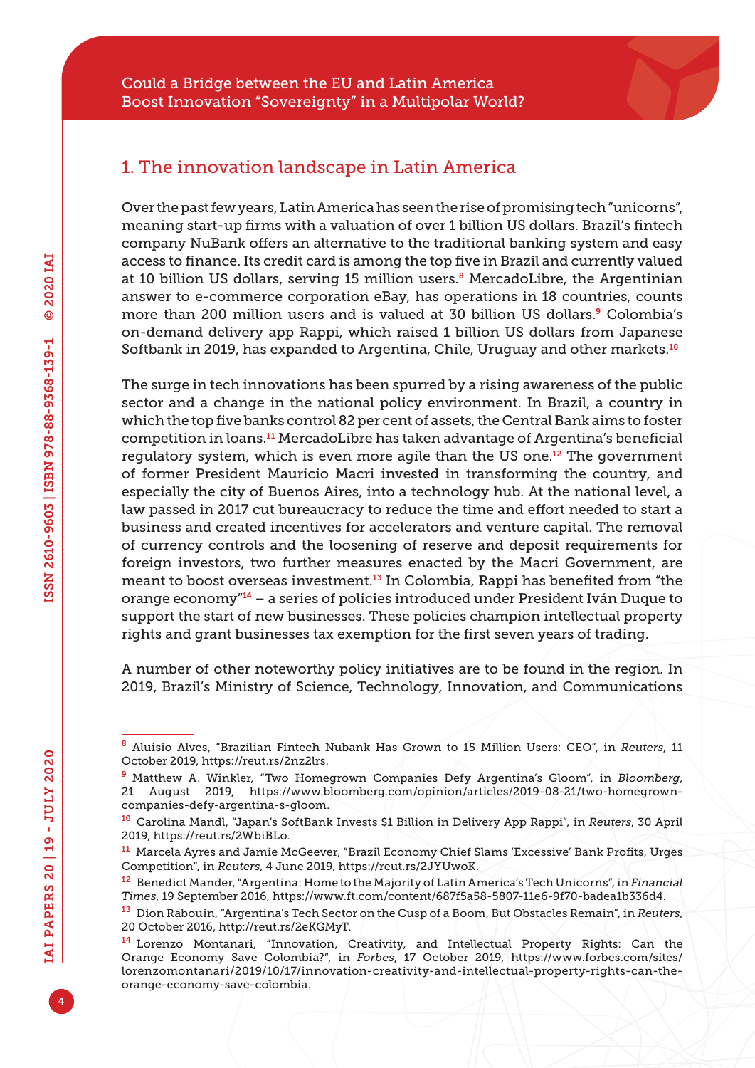## 1. The innovation landscape in Latin America

Over the past few years, Latin America has seen the rise of promising tech "unicorns", meaning start-up firms with a valuation of over 1 billion US dollars. Brazil's fintech company NuBank offers an alternative to the traditional banking system and easy access to finance. Its credit card is among the top five in Brazil and currently valued at 10 billion US dollars, serving 15 million users.[8] MercadoLibre, the Argentinian answer to e-commerce corporation eBay, has operations in 18 countries, counts more than 200 million users and is valued at 30 billion US dollars.[9] Colombia's on-demand delivery app Rappi, which raised 1 billion US dollars from Japanese Softbank in 2019, has expanded to Argentina, Chile, Uruguay and other markets.[10]

The surge in tech innovations has been spurred by a rising awareness of the public sector and a change in the national policy environment. In Brazil, a country in which the top five banks control 82 per cent of assets, the Central Bank aims to foster competition in loans.[11] MercadoLibre has taken advantage of Argentina's beneficial regulatory system, which is even more agile than the US one.[12] The government of former President Mauricio Macri invested in transforming the country, and especially the city of Buenos Aires, into a technology hub. At the national level, a law passed in 2017 cut bureaucracy to reduce the time and effort needed to start a business and created incentives for accelerators and venture capital. The removal of currency controls and the loosening of reserve and deposit requirements for foreign investors, two further measures enacted by the Macri Government, are meant to boost overseas investment.[13] In Colombia, Rappi has benefited from "the orange economy"[14] – a series of policies introduced under President Iván Duque to support the start of new businesses. These policies champion intellectual property rights and grant businesses tax exemption for the first seven years of trading.

A number of other noteworthy policy initiatives are to be found in the region. In 2019, Brazil's Ministry of Science, Technology, Innovation, and Communications

---

[8] Aluisio Alves, "Brazilian Fintech Nubank Has Grown to 15 Million Users: CEO", in *Reuters*, 11 October 2019, https://reut.rs/2nz2lrs.

[9] Matthew A. Winkler, "Two Homegrown Companies Defy Argentina's Gloom", in *Bloomberg*, 21 August 2019, https://www.bloomberg.com/opinion/articles/2019-08-21/two-homegrown-companies-defy-argentina-s-gloom.

[10] Carolina Mandl, "Japan's SoftBank Invests $1 Billion in Delivery App Rappi", in *Reuters*, 30 April 2019, https://reut.rs/2WbiBLo.

[11] Marcela Ayres and Jamie McGeever, "Brazil Economy Chief Slams 'Excessive' Bank Profits, Urges Competition", in *Reuters*, 4 June 2019, https://reut.rs/2JYUwoK.

[12] Benedict Mander, "Argentina: Home to the Majority of Latin America's Tech Unicorns", in *Financial Times*, 19 September 2016, https://www.ft.com/content/687f5a58-5807-11e6-9f70-badea1b336d4.

[13] Dion Rabouin, "Argentina's Tech Sector on the Cusp of a Boom, But Obstacles Remain", in *Reuters*, 20 October 2016, http://reut.rs/2eKGMyT.

[14] Lorenzo Montanari, "Innovation, Creativity, and Intellectual Property Rights: Can the Orange Economy Save Colombia?", in *Forbes*, 17 October 2019, https://www.forbes.com/sites/lorenzomontanari/2019/10/17/innovation-creativity-and-intellectual-property-rights-can-the-orange-economy-save-colombia.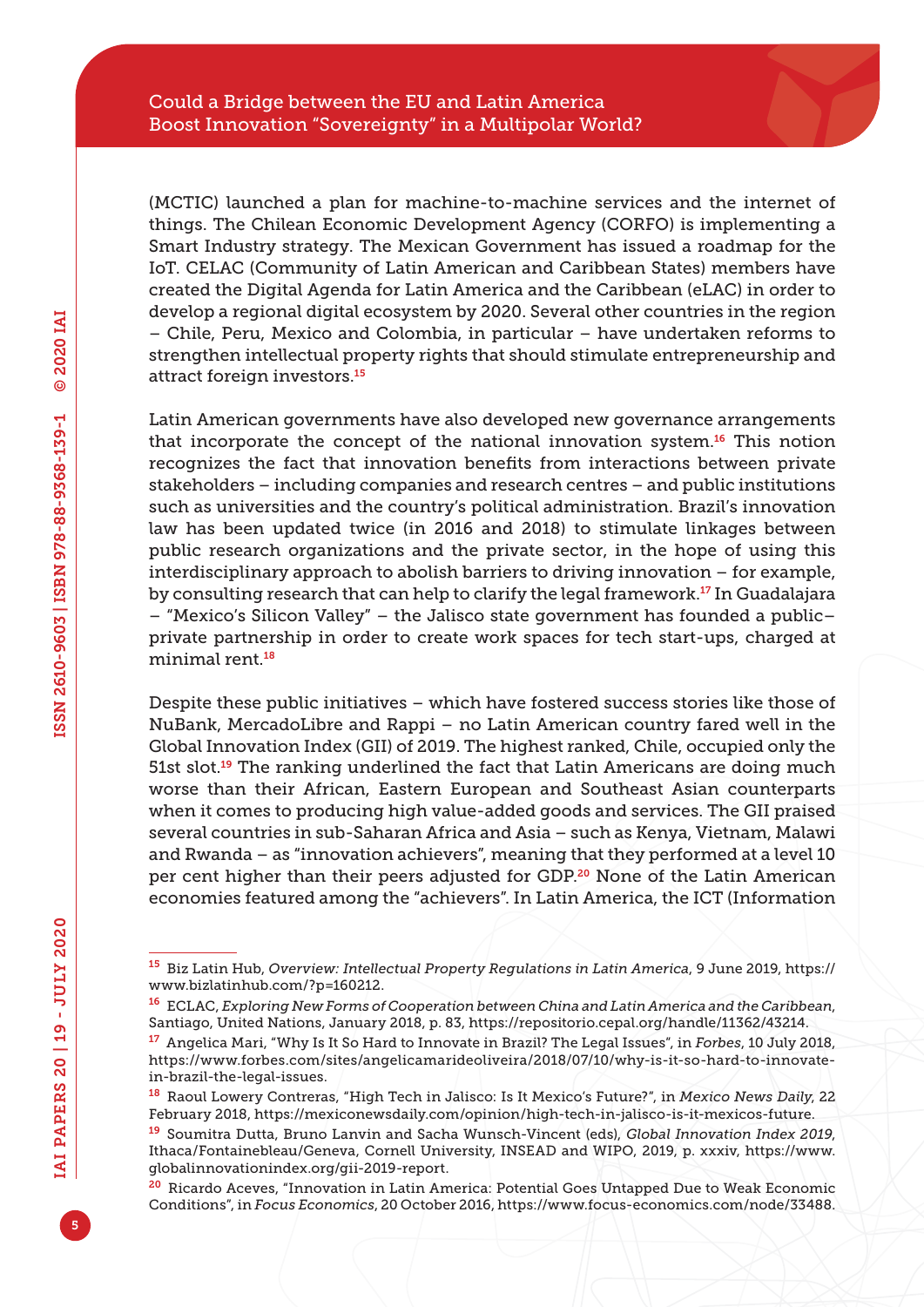(MCTIC) launched a plan for machine-to-machine services and the internet of things. The Chilean Economic Development Agency (CORFO) is implementing a Smart Industry strategy. The Mexican Government has issued a roadmap for the IoT. CELAC (Community of Latin American and Caribbean States) members have created the Digital Agenda for Latin America and the Caribbean (eLAC) in order to develop a regional digital ecosystem by 2020. Several other countries in the region – Chile, Peru, Mexico and Colombia, in particular – have undertaken reforms to strengthen intellectual property rights that should stimulate entrepreneurship and attract foreign investors.[15]

Latin American governments have also developed new governance arrangements that incorporate the concept of the national innovation system.[16] This notion recognizes the fact that innovation benefits from interactions between private stakeholders – including companies and research centres – and public institutions such as universities and the country's political administration. Brazil's innovation law has been updated twice (in 2016 and 2018) to stimulate linkages between public research organizations and the private sector, in the hope of using this interdisciplinary approach to abolish barriers to driving innovation – for example, by consulting research that can help to clarify the legal framework.[17] In Guadalajara – "Mexico's Silicon Valley" – the Jalisco state government has founded a public–private partnership in order to create work spaces for tech start-ups, charged at minimal rent.[18]

Despite these public initiatives – which have fostered success stories like those of NuBank, MercadoLibre and Rappi – no Latin American country fared well in the Global Innovation Index (GII) of 2019. The highest ranked, Chile, occupied only the 51st slot.[19] The ranking underlined the fact that Latin Americans are doing much worse than their African, Eastern European and Southeast Asian counterparts when it comes to producing high value-added goods and services. The GII praised several countries in sub-Saharan Africa and Asia – such as Kenya, Vietnam, Malawi and Rwanda – as "innovation achievers", meaning that they performed at a level 10 per cent higher than their peers adjusted for GDP.[20] None of the Latin American economies featured among the "achievers". In Latin America, the ICT (Information

---

[15] Biz Latin Hub, *Overview: Intellectual Property Regulations in Latin America*, 9 June 2019, https://www.bizlatinhub.com/?p=160212.

[16] ECLAC, *Exploring New Forms of Cooperation between China and Latin America and the Caribbean*, Santiago, United Nations, January 2018, p. 83, https://repositorio.cepal.org/handle/11362/43214.

[17] Angelica Mari, "Why Is It So Hard to Innovate in Brazil? The Legal Issues", in *Forbes*, 10 July 2018, https://www.forbes.com/sites/angelicamarideoliveira/2018/07/10/why-is-it-so-hard-to-innovate-in-brazil-the-legal-issues.

[18] Raoul Lowery Contreras, "High Tech in Jalisco: Is It Mexico's Future?", in *Mexico News Daily*, 22 February 2018, https://mexiconewsdaily.com/opinion/high-tech-in-jalisco-is-it-mexicos-future.

[19] Soumitra Dutta, Bruno Lanvin and Sacha Wunsch-Vincent (eds), *Global Innovation Index 2019*, Ithaca/Fontainebleau/Geneva, Cornell University, INSEAD and WIPO, 2019, p. xxxiv, https://www.globalinnovationindex.org/gii-2019-report.

[20] Ricardo Aceves, "Innovation in Latin America: Potential Goes Untapped Due to Weak Economic Conditions", in *Focus Economics*, 20 October 2016, https://www.focus-economics.com/node/33488.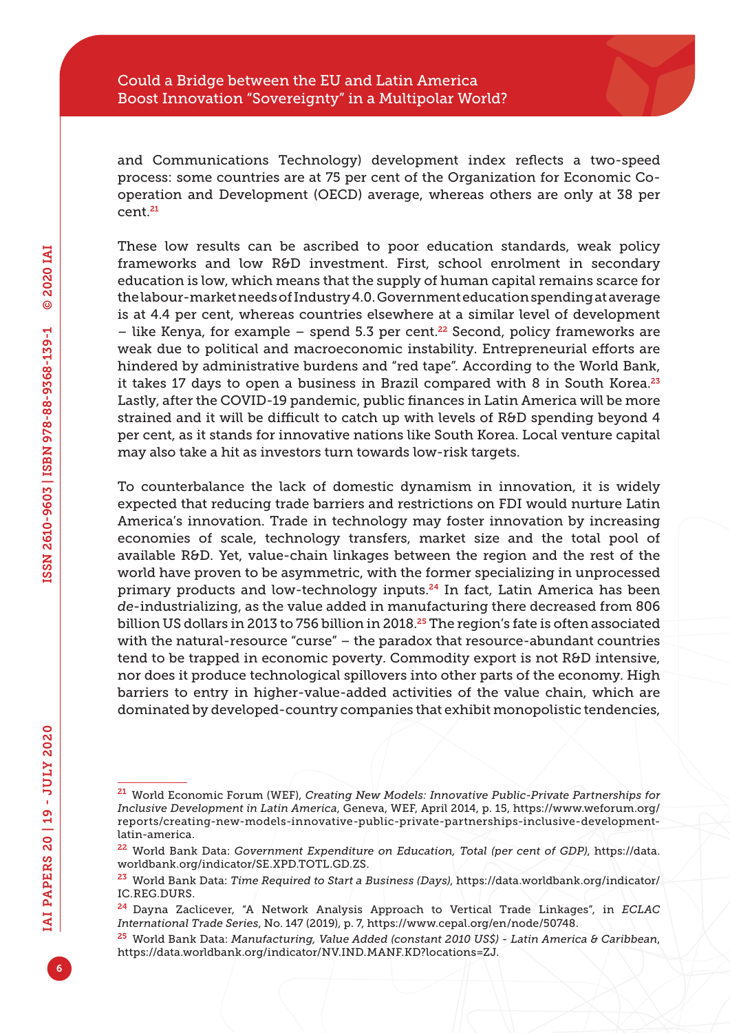and Communications Technology) development index reflects a two-speed process: some countries are at 75 per cent of the Organization for Economic Co-operation and Development (OECD) average, whereas others are only at 38 per cent.[21]

These low results can be ascribed to poor education standards, weak policy frameworks and low R&D investment. First, school enrolment in secondary education is low, which means that the supply of human capital remains scarce for the labour-market needs of Industry 4.0. Government education spending at average is at 4.4 per cent, whereas countries elsewhere at a similar level of development – like Kenya, for example – spend 5.3 per cent.[22] Second, policy frameworks are weak due to political and macroeconomic instability. Entrepreneurial efforts are hindered by administrative burdens and "red tape". According to the World Bank, it takes 17 days to open a business in Brazil compared with 8 in South Korea.[23] Lastly, after the COVID-19 pandemic, public finances in Latin America will be more strained and it will be difficult to catch up with levels of R&D spending beyond 4 per cent, as it stands for innovative nations like South Korea. Local venture capital may also take a hit as investors turn towards low-risk targets.

To counterbalance the lack of domestic dynamism in innovation, it is widely expected that reducing trade barriers and restrictions on FDI would nurture Latin America's innovation. Trade in technology may foster innovation by increasing economies of scale, technology transfers, market size and the total pool of available R&D. Yet, value-chain linkages between the region and the rest of the world have proven to be asymmetric, with the former specializing in unprocessed primary products and low-technology inputs.[24] In fact, Latin America has been *de*-industrializing, as the value added in manufacturing there decreased from 806 billion US dollars in 2013 to 756 billion in 2018.[25] The region's fate is often associated with the natural-resource "curse" – the paradox that resource-abundant countries tend to be trapped in economic poverty. Commodity export is not R&D intensive, nor does it produce technological spillovers into other parts of the economy. High barriers to entry in higher-value-added activities of the value chain, which are dominated by developed-country companies that exhibit monopolistic tendencies,

---

[21] World Economic Forum (WEF), *Creating New Models: Innovative Public-Private Partnerships for Inclusive Development in Latin America*, Geneva, WEF, April 2014, p. 15, https://www.weforum.org/reports/creating-new-models-innovative-public-private-partnerships-inclusive-development-latin-america.

[22] World Bank Data: *Government Expenditure on Education, Total (per cent of GDP)*, https://data.worldbank.org/indicator/SE.XPD.TOTL.GD.ZS.

[23] World Bank Data: *Time Required to Start a Business (Days)*, https://data.worldbank.org/indicator/IC.REG.DURS.

[24] Dayna Zaclicever, "A Network Analysis Approach to Vertical Trade Linkages", in *ECLAC International Trade Series*, No. 147 (2019), p. 7, https://www.cepal.org/en/node/50748.

[25] World Bank Data: *Manufacturing, Value Added (constant 2010 US$) - Latin America & Caribbean*, https://data.worldbank.org/indicator/NV.IND.MANF.KD?locations=ZJ.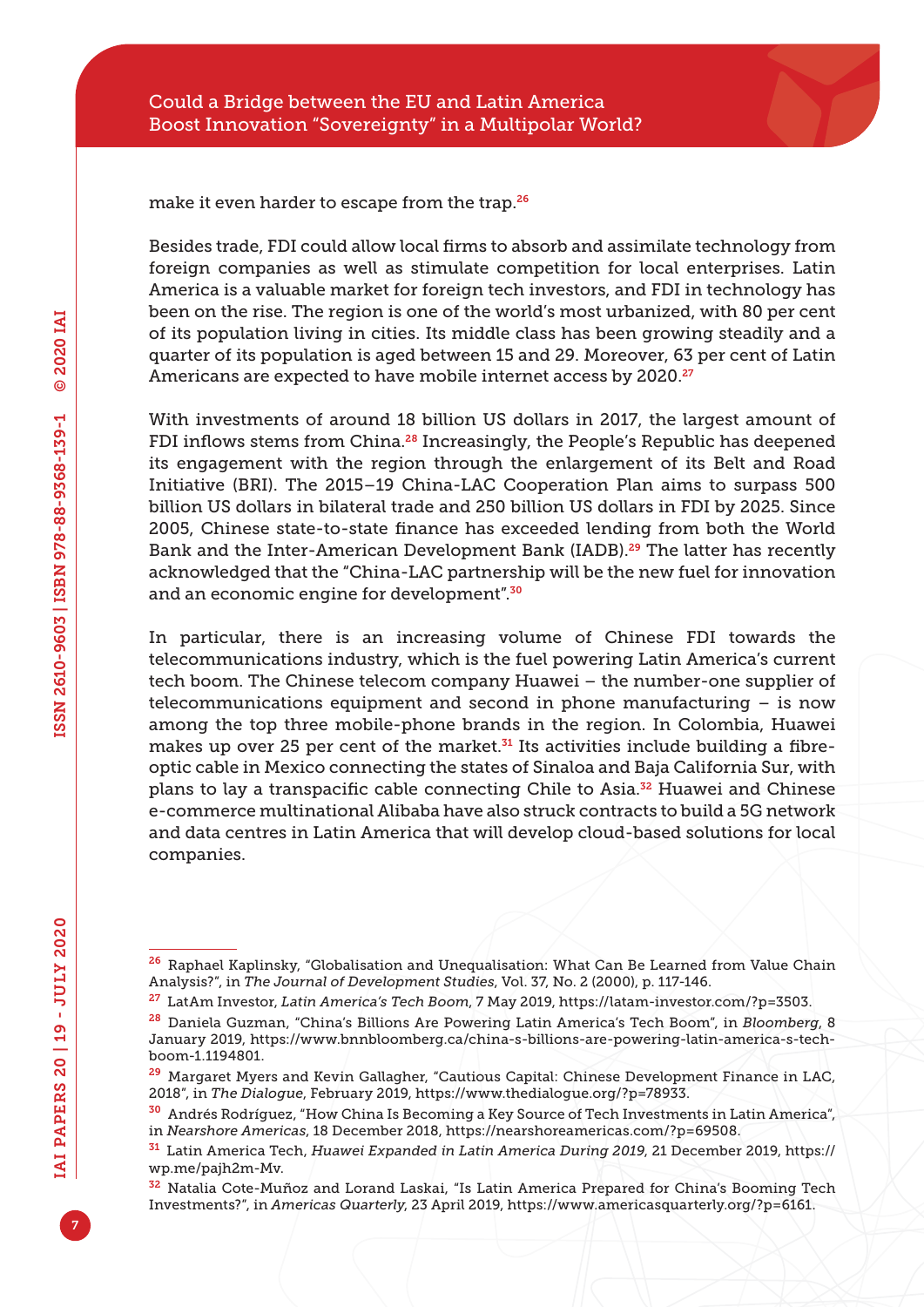make it even harder to escape from the trap.[26]

Besides trade, FDI could allow local firms to absorb and assimilate technology from foreign companies as well as stimulate competition for local enterprises. Latin America is a valuable market for foreign tech investors, and FDI in technology has been on the rise. The region is one of the world's most urbanized, with 80 per cent of its population living in cities. Its middle class has been growing steadily and a quarter of its population is aged between 15 and 29. Moreover, 63 per cent of Latin Americans are expected to have mobile internet access by 2020.[27]

With investments of around 18 billion US dollars in 2017, the largest amount of FDI inflows stems from China.[28] Increasingly, the People's Republic has deepened its engagement with the region through the enlargement of its Belt and Road Initiative (BRI). The 2015–19 China-LAC Cooperation Plan aims to surpass 500 billion US dollars in bilateral trade and 250 billion US dollars in FDI by 2025. Since 2005, Chinese state-to-state finance has exceeded lending from both the World Bank and the Inter-American Development Bank (IADB).[29] The latter has recently acknowledged that the "China-LAC partnership will be the new fuel for innovation and an economic engine for development".[30]

In particular, there is an increasing volume of Chinese FDI towards the telecommunications industry, which is the fuel powering Latin America's current tech boom. The Chinese telecom company Huawei – the number-one supplier of telecommunications equipment and second in phone manufacturing – is now among the top three mobile-phone brands in the region. In Colombia, Huawei makes up over 25 per cent of the market.[31] Its activities include building a fibre-optic cable in Mexico connecting the states of Sinaloa and Baja California Sur, with plans to lay a transpacific cable connecting Chile to Asia.[32] Huawei and Chinese e-commerce multinational Alibaba have also struck contracts to build a 5G network and data centres in Latin America that will develop cloud-based solutions for local companies.

---

[26] Raphael Kaplinsky, "Globalisation and Unequalisation: What Can Be Learned from Value Chain Analysis?", in *The Journal of Development Studies*, Vol. 37, No. 2 (2000), p. 117-146.

[27] LatAm Investor, *Latin America's Tech Boom*, 7 May 2019, https://latam-investor.com/?p=3503.

[28] Daniela Guzman, "China's Billions Are Powering Latin America's Tech Boom", in *Bloomberg*, 8 January 2019, https://www.bnnbloomberg.ca/china-s-billions-are-powering-latin-america-s-tech-boom-1.1194801.

[29] Margaret Myers and Kevin Gallagher, "Cautious Capital: Chinese Development Finance in LAC, 2018", in *The Dialogue*, February 2019, https://www.thedialogue.org/?p=78933.

[30] Andrés Rodríguez, "How China Is Becoming a Key Source of Tech Investments in Latin America", in *Nearshore Americas*, 18 December 2018, https://nearshoreamericas.com/?p=69508.

[31] Latin America Tech, *Huawei Expanded in Latin America During 2019*, 21 December 2019, https://wp.me/pajh2m-Mv.

[32] Natalia Cote-Muñoz and Lorand Laskai, "Is Latin America Prepared for China's Booming Tech Investments?", in *Americas Quarterly*, 23 April 2019, https://www.americasquarterly.org/?p=6161.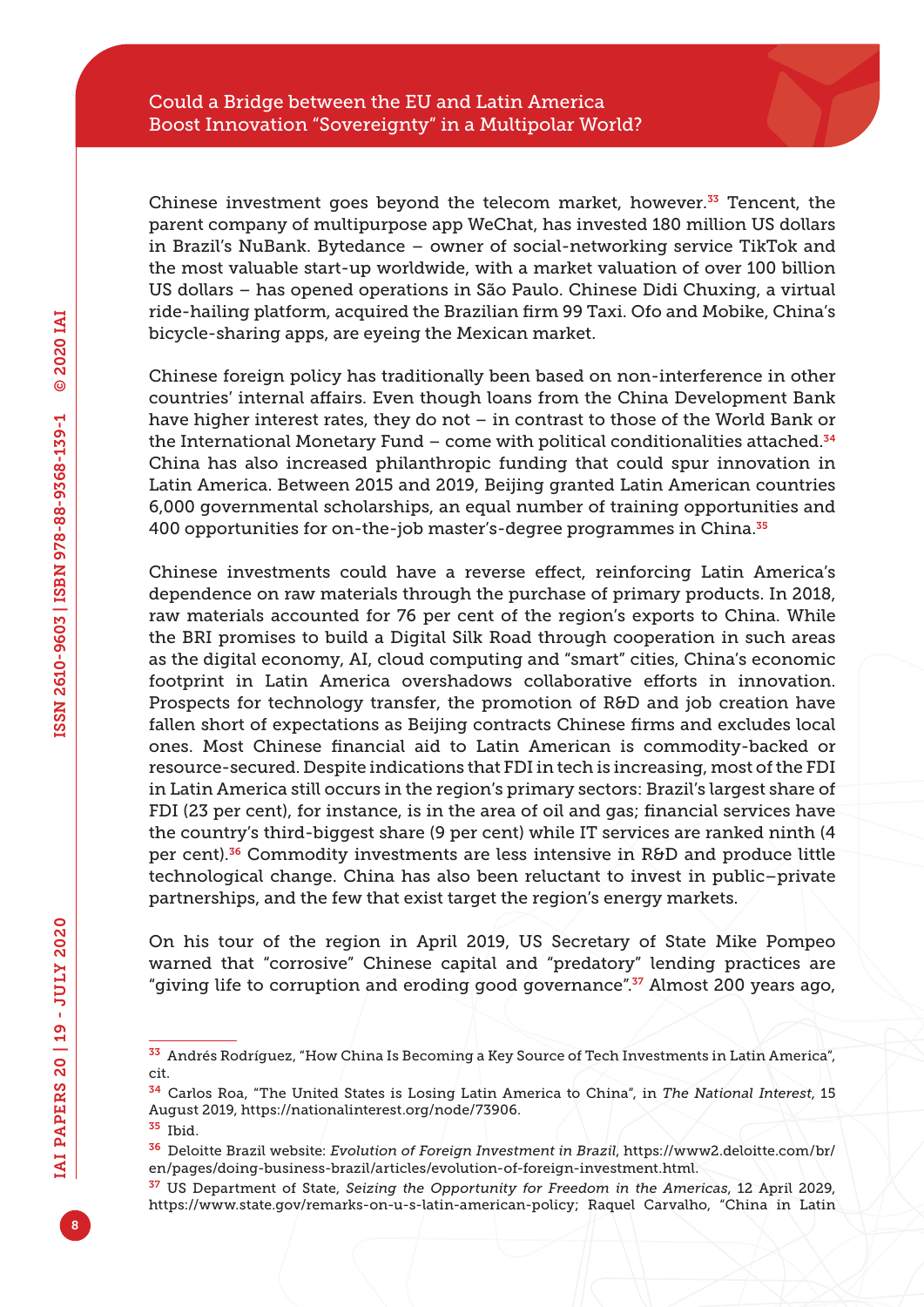Chinese investment goes beyond the telecom market, however.[33] Tencent, the parent company of multipurpose app WeChat, has invested 180 million US dollars in Brazil's NuBank. Bytedance – owner of social-networking service TikTok and the most valuable start-up worldwide, with a market valuation of over 100 billion US dollars – has opened operations in São Paulo. Chinese Didi Chuxing, a virtual ride-hailing platform, acquired the Brazilian firm 99 Taxi. Ofo and Mobike, China's bicycle-sharing apps, are eyeing the Mexican market.

Chinese foreign policy has traditionally been based on non-interference in other countries' internal affairs. Even though loans from the China Development Bank have higher interest rates, they do not – in contrast to those of the World Bank or the International Monetary Fund – come with political conditionalities attached.[34] China has also increased philanthropic funding that could spur innovation in Latin America. Between 2015 and 2019, Beijing granted Latin American countries 6,000 governmental scholarships, an equal number of training opportunities and 400 opportunities for on-the-job master's-degree programmes in China.[35]

Chinese investments could have a reverse effect, reinforcing Latin America's dependence on raw materials through the purchase of primary products. In 2018, raw materials accounted for 76 per cent of the region's exports to China. While the BRI promises to build a Digital Silk Road through cooperation in such areas as the digital economy, AI, cloud computing and "smart" cities, China's economic footprint in Latin America overshadows collaborative efforts in innovation. Prospects for technology transfer, the promotion of R&D and job creation have fallen short of expectations as Beijing contracts Chinese firms and excludes local ones. Most Chinese financial aid to Latin American is commodity-backed or resource-secured. Despite indications that FDI in tech is increasing, most of the FDI in Latin America still occurs in the region's primary sectors: Brazil's largest share of FDI (23 per cent), for instance, is in the area of oil and gas; financial services have the country's third-biggest share (9 per cent) while IT services are ranked ninth (4 per cent).[36] Commodity investments are less intensive in R&D and produce little technological change. China has also been reluctant to invest in public–private partnerships, and the few that exist target the region's energy markets.

On his tour of the region in April 2019, US Secretary of State Mike Pompeo warned that "corrosive" Chinese capital and "predatory" lending practices are "giving life to corruption and eroding good governance".[37] Almost 200 years ago,

---

[33] Andrés Rodríguez, "How China Is Becoming a Key Source of Tech Investments in Latin America", cit.

[34] Carlos Roa, "The United States is Losing Latin America to China", in *The National Interest*, 15 August 2019, https://nationalinterest.org/node/73906.

[35] Ibid.

[36] Deloitte Brazil website: *Evolution of Foreign Investment in Brazil*, https://www2.deloitte.com/br/en/pages/doing-business-brazil/articles/evolution-of-foreign-investment.html.

[37] US Department of State, *Seizing the Opportunity for Freedom in the Americas*, 12 April 2029, https://www.state.gov/remarks-on-u-s-latin-american-policy; Raquel Carvalho, "China in Latin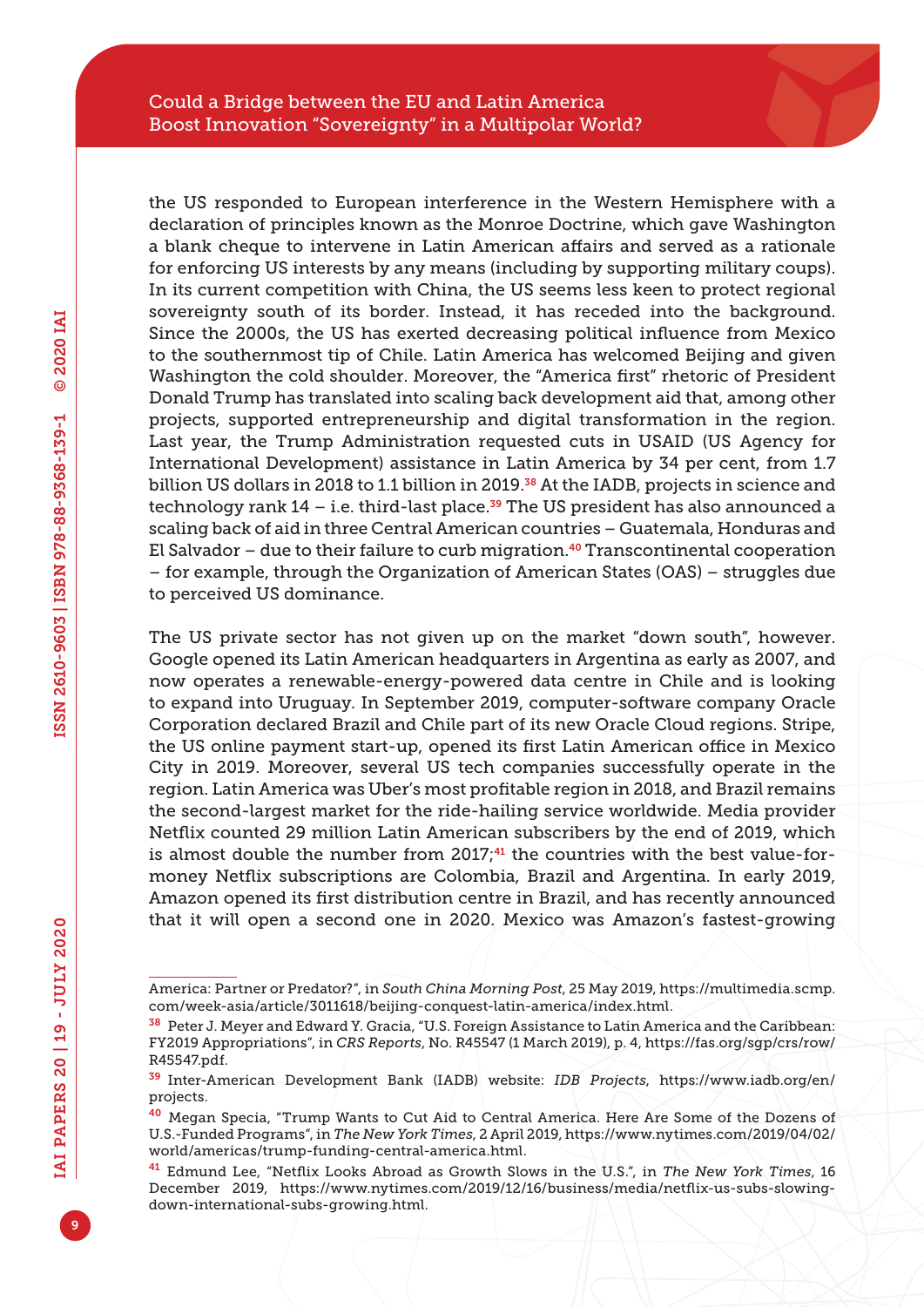the US responded to European interference in the Western Hemisphere with a declaration of principles known as the Monroe Doctrine, which gave Washington a blank cheque to intervene in Latin American affairs and served as a rationale for enforcing US interests by any means (including by supporting military coups). In its current competition with China, the US seems less keen to protect regional sovereignty south of its border. Instead, it has receded into the background. Since the 2000s, the US has exerted decreasing political influence from Mexico to the southernmost tip of Chile. Latin America has welcomed Beijing and given Washington the cold shoulder. Moreover, the "America first" rhetoric of President Donald Trump has translated into scaling back development aid that, among other projects, supported entrepreneurship and digital transformation in the region. Last year, the Trump Administration requested cuts in USAID (US Agency for International Development) assistance in Latin America by 34 per cent, from 1.7 billion US dollars in 2018 to 1.1 billion in 2019.[38] At the IADB, projects in science and technology rank 14 – i.e. third-last place.[39] The US president has also announced a scaling back of aid in three Central American countries – Guatemala, Honduras and El Salvador – due to their failure to curb migration.[40] Transcontinental cooperation – for example, through the Organization of American States (OAS) – struggles due to perceived US dominance.

The US private sector has not given up on the market "down south", however. Google opened its Latin American headquarters in Argentina as early as 2007, and now operates a renewable-energy-powered data centre in Chile and is looking to expand into Uruguay. In September 2019, computer-software company Oracle Corporation declared Brazil and Chile part of its new Oracle Cloud regions. Stripe, the US online payment start-up, opened its first Latin American office in Mexico City in 2019. Moreover, several US tech companies successfully operate in the region. Latin America was Uber's most profitable region in 2018, and Brazil remains the second-largest market for the ride-hailing service worldwide. Media provider Netflix counted 29 million Latin American subscribers by the end of 2019, which is almost double the number from 2017;[41] the countries with the best value-for-money Netflix subscriptions are Colombia, Brazil and Argentina. In early 2019, Amazon opened its first distribution centre in Brazil, and has recently announced that it will open a second one in 2020. Mexico was Amazon's fastest-growing

---

America: Partner or Predator?", in *South China Morning Post*, 25 May 2019, https://multimedia.scmp.com/week-asia/article/3011618/beijing-conquest-latin-america/index.html.

[38] Peter J. Meyer and Edward Y. Gracia, "U.S. Foreign Assistance to Latin America and the Caribbean: FY2019 Appropriations", in *CRS Reports*, No. R45547 (1 March 2019), p. 4, https://fas.org/sgp/crs/row/R45547.pdf.

[39] Inter-American Development Bank (IADB) website: *IDB Projects*, https://www.iadb.org/en/projects.

[40] Megan Specia, "Trump Wants to Cut Aid to Central America. Here Are Some of the Dozens of U.S.-Funded Programs", in *The New York Times*, 2 April 2019, https://www.nytimes.com/2019/04/02/world/americas/trump-funding-central-america.html.

[41] Edmund Lee, "Netflix Looks Abroad as Growth Slows in the U.S.", in *The New York Times*, 16 December 2019, https://www.nytimes.com/2019/12/16/business/media/netflix-us-subs-slowing-down-international-subs-growing.html.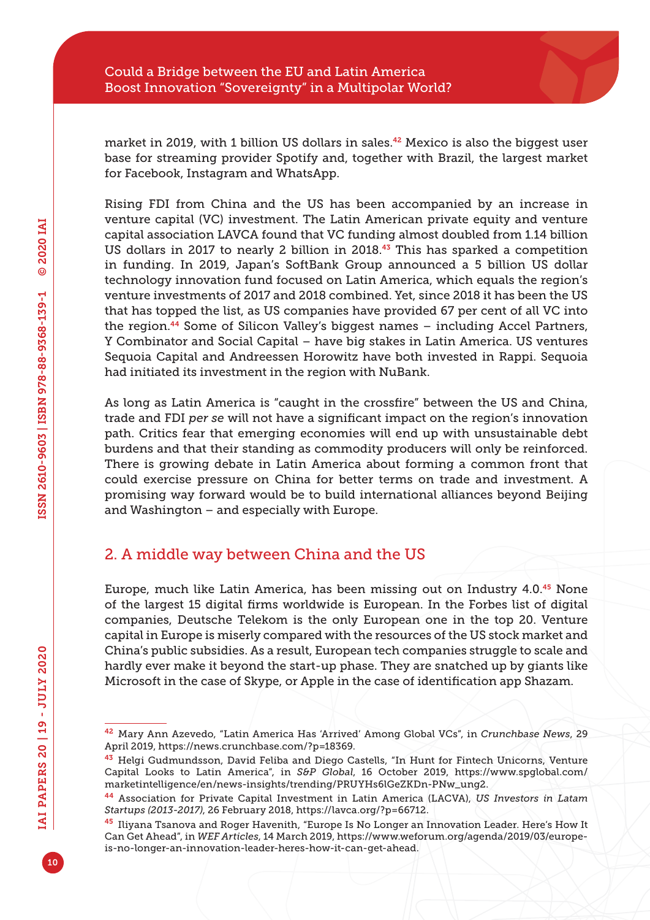market in 2019, with 1 billion US dollars in sales.[42] Mexico is also the biggest user base for streaming provider Spotify and, together with Brazil, the largest market for Facebook, Instagram and WhatsApp.

Rising FDI from China and the US has been accompanied by an increase in venture capital (VC) investment. The Latin American private equity and venture capital association LAVCA found that VC funding almost doubled from 1.14 billion US dollars in 2017 to nearly 2 billion in 2018.[43] This has sparked a competition in funding. In 2019, Japan's SoftBank Group announced a 5 billion US dollar technology innovation fund focused on Latin America, which equals the region's venture investments of 2017 and 2018 combined. Yet, since 2018 it has been the US that has topped the list, as US companies have provided 67 per cent of all VC into the region.[44] Some of Silicon Valley's biggest names – including Accel Partners, Y Combinator and Social Capital – have big stakes in Latin America. US ventures Sequoia Capital and Andreessen Horowitz have both invested in Rappi. Sequoia had initiated its investment in the region with NuBank.

As long as Latin America is "caught in the crossfire" between the US and China, trade and FDI *per se* will not have a significant impact on the region's innovation path. Critics fear that emerging economies will end up with unsustainable debt burdens and that their standing as commodity producers will only be reinforced. There is growing debate in Latin America about forming a common front that could exercise pressure on China for better terms on trade and investment. A promising way forward would be to build international alliances beyond Beijing and Washington – and especially with Europe.

## 2. A middle way between China and the US

Europe, much like Latin America, has been missing out on Industry 4.0.[45] None of the largest 15 digital firms worldwide is European. In the Forbes list of digital companies, Deutsche Telekom is the only European one in the top 20. Venture capital in Europe is miserly compared with the resources of the US stock market and China's public subsidies. As a result, European tech companies struggle to scale and hardly ever make it beyond the start-up phase. They are snatched up by giants like Microsoft in the case of Skype, or Apple in the case of identification app Shazam.

---

[42] Mary Ann Azevedo, "Latin America Has 'Arrived' Among Global VCs", in *Crunchbase News*, 29 April 2019, https://news.crunchbase.com/?p=18369.

[43] Helgi Gudmundsson, David Feliba and Diego Castells, "In Hunt for Fintech Unicorns, Venture Capital Looks to Latin America", in *S&P Global*, 16 October 2019, https://www.spglobal.com/marketintelligence/en/news-insights/trending/PRUYHs6lGeZKDn-PNw_ung2.

[44] Association for Private Capital Investment in Latin America (LACVA), *US Investors in Latam Startups (2013-2017)*, 26 February 2018, https://lavca.org/?p=66712.

[45] Iliyana Tsanova and Roger Havenith, "Europe Is No Longer an Innovation Leader. Here's How It Can Get Ahead", in *WEF Articles*, 14 March 2019, https://www.weforum.org/agenda/2019/03/europe-is-no-longer-an-innovation-leader-heres-how-it-can-get-ahead.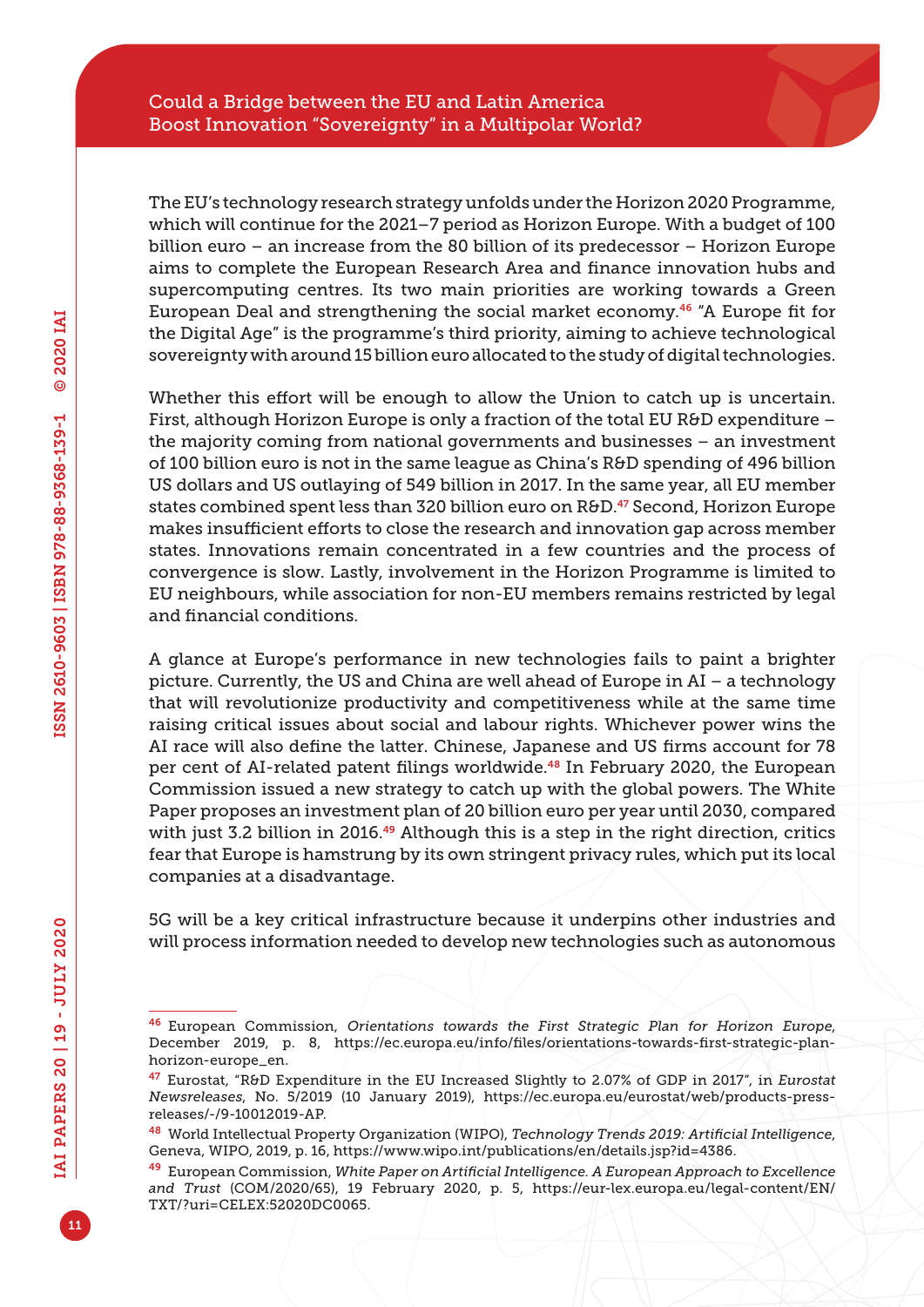The EU's technology research strategy unfolds under the Horizon 2020 Programme, which will continue for the 2021–7 period as Horizon Europe. With a budget of 100 billion euro – an increase from the 80 billion of its predecessor – Horizon Europe aims to complete the European Research Area and finance innovation hubs and supercomputing centres. Its two main priorities are working towards a Green European Deal and strengthening the social market economy.[46] "A Europe fit for the Digital Age" is the programme's third priority, aiming to achieve technological sovereignty with around 15 billion euro allocated to the study of digital technologies.

Whether this effort will be enough to allow the Union to catch up is uncertain. First, although Horizon Europe is only a fraction of the total EU R&D expenditure – the majority coming from national governments and businesses – an investment of 100 billion euro is not in the same league as China's R&D spending of 496 billion US dollars and US outlaying of 549 billion in 2017. In the same year, all EU member states combined spent less than 320 billion euro on R&D.[47] Second, Horizon Europe makes insufficient efforts to close the research and innovation gap across member states. Innovations remain concentrated in a few countries and the process of convergence is slow. Lastly, involvement in the Horizon Programme is limited to EU neighbours, while association for non-EU members remains restricted by legal and financial conditions.

A glance at Europe's performance in new technologies fails to paint a brighter picture. Currently, the US and China are well ahead of Europe in AI – a technology that will revolutionize productivity and competitiveness while at the same time raising critical issues about social and labour rights. Whichever power wins the AI race will also define the latter. Chinese, Japanese and US firms account for 78 per cent of AI-related patent filings worldwide.[48] In February 2020, the European Commission issued a new strategy to catch up with the global powers. The White Paper proposes an investment plan of 20 billion euro per year until 2030, compared with just 3.2 billion in 2016.[49] Although this is a step in the right direction, critics fear that Europe is hamstrung by its own stringent privacy rules, which put its local companies at a disadvantage.

5G will be a key critical infrastructure because it underpins other industries and will process information needed to develop new technologies such as autonomous

---

[46] European Commission, *Orientations towards the First Strategic Plan for Horizon Europe*, December 2019, p. 8, https://ec.europa.eu/info/files/orientations-towards-first-strategic-plan-horizon-europe_en.

[47] Eurostat, "R&D Expenditure in the EU Increased Slightly to 2.07% of GDP in 2017", in *Eurostat Newsreleases*, No. 5/2019 (10 January 2019), https://ec.europa.eu/eurostat/web/products-press-releases/-/9-10012019-AP.

[48] World Intellectual Property Organization (WIPO), *Technology Trends 2019: Artificial Intelligence*, Geneva, WIPO, 2019, p. 16, https://www.wipo.int/publications/en/details.jsp?id=4386.

[49] European Commission, *White Paper on Artificial Intelligence. A European Approach to Excellence and Trust* (COM/2020/65), 19 February 2020, p. 5, https://eur-lex.europa.eu/legal-content/EN/TXT/?uri=CELEX:52020DC0065.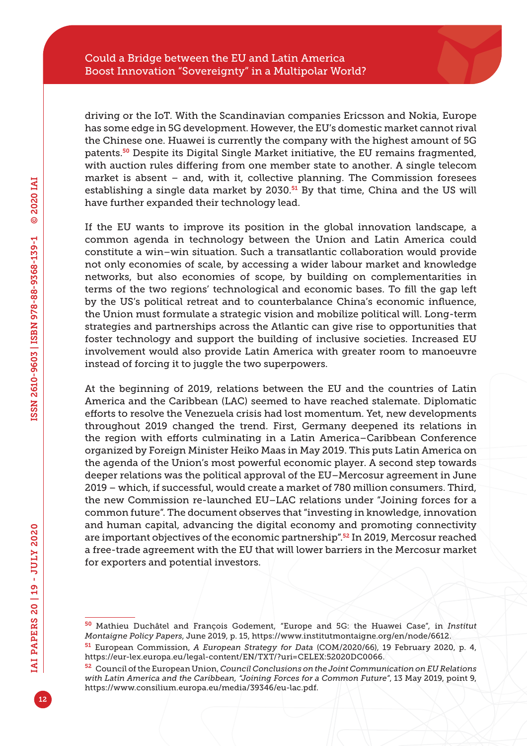driving or the IoT. With the Scandinavian companies Ericsson and Nokia, Europe has some edge in 5G development. However, the EU's domestic market cannot rival the Chinese one. Huawei is currently the company with the highest amount of 5G patents.[50] Despite its Digital Single Market initiative, the EU remains fragmented, with auction rules differing from one member state to another. A single telecom market is absent – and, with it, collective planning. The Commission foresees establishing a single data market by 2030.[51] By that time, China and the US will have further expanded their technology lead.

If the EU wants to improve its position in the global innovation landscape, a common agenda in technology between the Union and Latin America could constitute a win–win situation. Such a transatlantic collaboration would provide not only economies of scale, by accessing a wider labour market and knowledge networks, but also economies of scope, by building on complementarities in terms of the two regions' technological and economic bases. To fill the gap left by the US's political retreat and to counterbalance China's economic influence, the Union must formulate a strategic vision and mobilize political will. Long-term strategies and partnerships across the Atlantic can give rise to opportunities that foster technology and support the building of inclusive societies. Increased EU involvement would also provide Latin America with greater room to manoeuvre instead of forcing it to juggle the two superpowers.

At the beginning of 2019, relations between the EU and the countries of Latin America and the Caribbean (LAC) seemed to have reached stalemate. Diplomatic efforts to resolve the Venezuela crisis had lost momentum. Yet, new developments throughout 2019 changed the trend. First, Germany deepened its relations in the region with efforts culminating in a Latin America–Caribbean Conference organized by Foreign Minister Heiko Maas in May 2019. This puts Latin America on the agenda of the Union's most powerful economic player. A second step towards deeper relations was the political approval of the EU–Mercosur agreement in June 2019 – which, if successful, would create a market of 780 million consumers. Third, the new Commission re-launched EU–LAC relations under "Joining forces for a common future". The document observes that "investing in knowledge, innovation and human capital, advancing the digital economy and promoting connectivity are important objectives of the economic partnership".[52] In 2019, Mercosur reached a free-trade agreement with the EU that will lower barriers in the Mercosur market for exporters and potential investors.

---

[50] Mathieu Duchâtel and François Godement, "Europe and 5G: the Huawei Case", in *Institut Montaigne Policy Papers*, June 2019, p. 15, https://www.institutmontaigne.org/en/node/6612.

[51] European Commission, *A European Strategy for Data* (COM/2020/66), 19 February 2020, p. 4, https://eur-lex.europa.eu/legal-content/EN/TXT/?uri=CELEX:52020DC0066.

[52] Council of the European Union, *Council Conclusions on the Joint Communication on EU Relations with Latin America and the Caribbean, "Joining Forces for a Common Future"*, 13 May 2019, point 9, https://www.consilium.europa.eu/media/39346/eu-lac.pdf.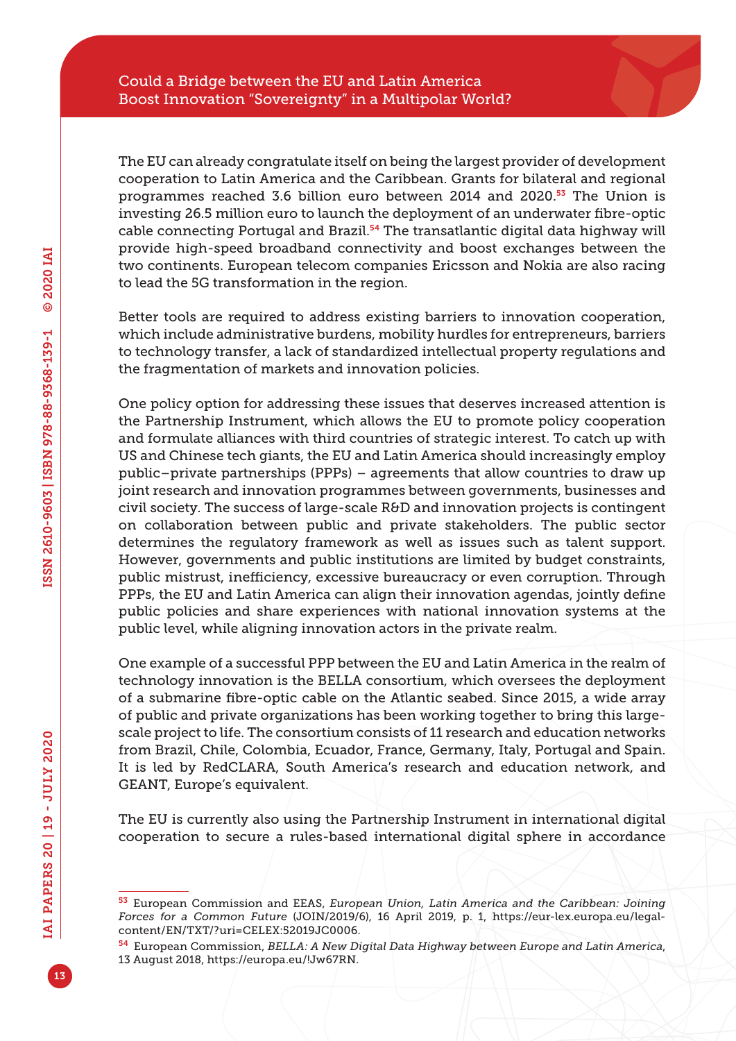The EU can already congratulate itself on being the largest provider of development cooperation to Latin America and the Caribbean. Grants for bilateral and regional programmes reached 3.6 billion euro between 2014 and 2020.[53] The Union is investing 26.5 million euro to launch the deployment of an underwater fibre-optic cable connecting Portugal and Brazil.[54] The transatlantic digital data highway will provide high-speed broadband connectivity and boost exchanges between the two continents. European telecom companies Ericsson and Nokia are also racing to lead the 5G transformation in the region.

Better tools are required to address existing barriers to innovation cooperation, which include administrative burdens, mobility hurdles for entrepreneurs, barriers to technology transfer, a lack of standardized intellectual property regulations and the fragmentation of markets and innovation policies.

One policy option for addressing these issues that deserves increased attention is the Partnership Instrument, which allows the EU to promote policy cooperation and formulate alliances with third countries of strategic interest. To catch up with US and Chinese tech giants, the EU and Latin America should increasingly employ public–private partnerships (PPPs) – agreements that allow countries to draw up joint research and innovation programmes between governments, businesses and civil society. The success of large-scale R&D and innovation projects is contingent on collaboration between public and private stakeholders. The public sector determines the regulatory framework as well as issues such as talent support. However, governments and public institutions are limited by budget constraints, public mistrust, inefficiency, excessive bureaucracy or even corruption. Through PPPs, the EU and Latin America can align their innovation agendas, jointly define public policies and share experiences with national innovation systems at the public level, while aligning innovation actors in the private realm.

One example of a successful PPP between the EU and Latin America in the realm of technology innovation is the BELLA consortium, which oversees the deployment of a submarine fibre-optic cable on the Atlantic seabed. Since 2015, a wide array of public and private organizations has been working together to bring this large-scale project to life. The consortium consists of 11 research and education networks from Brazil, Chile, Colombia, Ecuador, France, Germany, Italy, Portugal and Spain. It is led by RedCLARA, South America's research and education network, and GEANT, Europe's equivalent.

The EU is currently also using the Partnership Instrument in international digital cooperation to secure a rules-based international digital sphere in accordance

---

[53] European Commission and EEAS, *European Union, Latin America and the Caribbean: Joining Forces for a Common Future* (JOIN/2019/6), 16 April 2019, p. 1, https://eur-lex.europa.eu/legal-content/EN/TXT/?uri=CELEX:52019JC0006.

[54] European Commission, *BELLA: A New Digital Data Highway between Europe and Latin America*, 13 August 2018, https://europa.eu/!Jw67RN.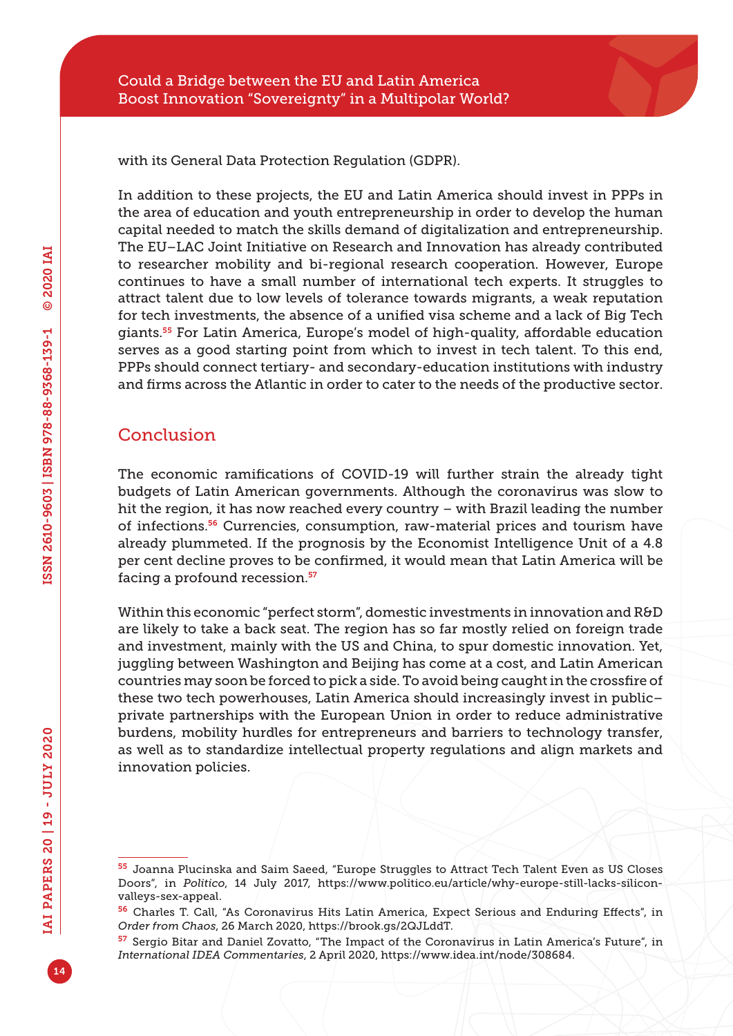with its General Data Protection Regulation (GDPR).

In addition to these projects, the EU and Latin America should invest in PPPs in the area of education and youth entrepreneurship in order to develop the human capital needed to match the skills demand of digitalization and entrepreneurship. The EU–LAC Joint Initiative on Research and Innovation has already contributed to researcher mobility and bi-regional research cooperation. However, Europe continues to have a small number of international tech experts. It struggles to attract talent due to low levels of tolerance towards migrants, a weak reputation for tech investments, the absence of a unified visa scheme and a lack of Big Tech giants.[55] For Latin America, Europe's model of high-quality, affordable education serves as a good starting point from which to invest in tech talent. To this end, PPPs should connect tertiary- and secondary-education institutions with industry and firms across the Atlantic in order to cater to the needs of the productive sector.

## Conclusion

The economic ramifications of COVID-19 will further strain the already tight budgets of Latin American governments. Although the coronavirus was slow to hit the region, it has now reached every country – with Brazil leading the number of infections.[56] Currencies, consumption, raw-material prices and tourism have already plummeted. If the prognosis by the Economist Intelligence Unit of a 4.8 per cent decline proves to be confirmed, it would mean that Latin America will be facing a profound recession.[57]

Within this economic "perfect storm", domestic investments in innovation and R&D are likely to take a back seat. The region has so far mostly relied on foreign trade and investment, mainly with the US and China, to spur domestic innovation. Yet, juggling between Washington and Beijing has come at a cost, and Latin American countries may soon be forced to pick a side. To avoid being caught in the crossfire of these two tech powerhouses, Latin America should increasingly invest in public–private partnerships with the European Union in order to reduce administrative burdens, mobility hurdles for entrepreneurs and barriers to technology transfer, as well as to standardize intellectual property regulations and align markets and innovation policies.

---

[55] Joanna Plucinska and Saim Saeed, "Europe Struggles to Attract Tech Talent Even as US Closes Doors", in *Politico*, 14 July 2017, https://www.politico.eu/article/why-europe-still-lacks-silicon-valleys-sex-appeal.

[56] Charles T. Call, "As Coronavirus Hits Latin America, Expect Serious and Enduring Effects", in *Order from Chaos*, 26 March 2020, https://brook.gs/2QJLddT.

[57] Sergio Bitar and Daniel Zovatto, "The Impact of the Coronavirus in Latin America's Future", in *International IDEA Commentaries*, 2 April 2020, https://www.idea.int/node/308684.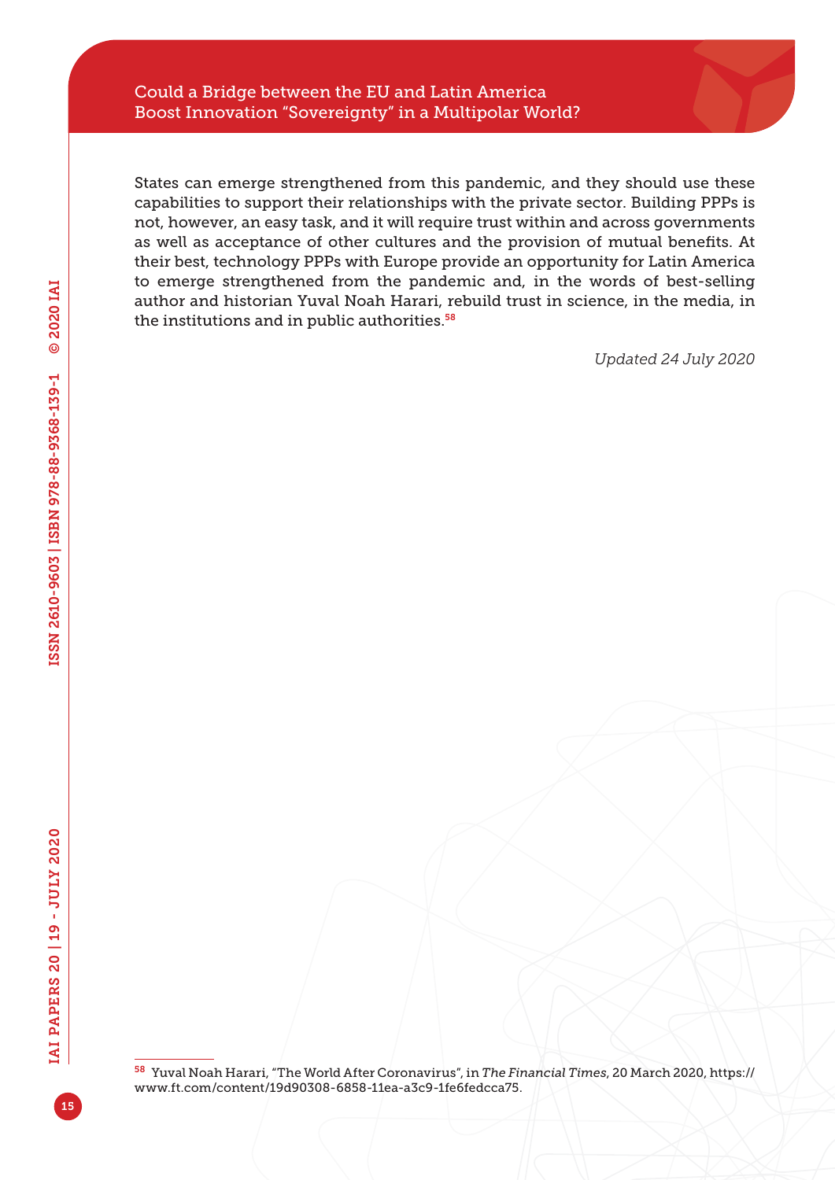States can emerge strengthened from this pandemic, and they should use these capabilities to support their relationships with the private sector. Building PPPs is not, however, an easy task, and it will require trust within and across governments as well as acceptance of other cultures and the provision of mutual benefits. At their best, technology PPPs with Europe provide an opportunity for Latin America to emerge strengthened from the pandemic and, in the words of best-selling author and historian Yuval Noah Harari, rebuild trust in science, in the media, in the institutions and in public authorities.[58]

*Updated 24 July 2020*

---

[58] Yuval Noah Harari, "The World After Coronavirus", in *The Financial Times*, 20 March 2020, https://www.ft.com/content/19d90308-6858-11ea-a3c9-1fe6fedcca75.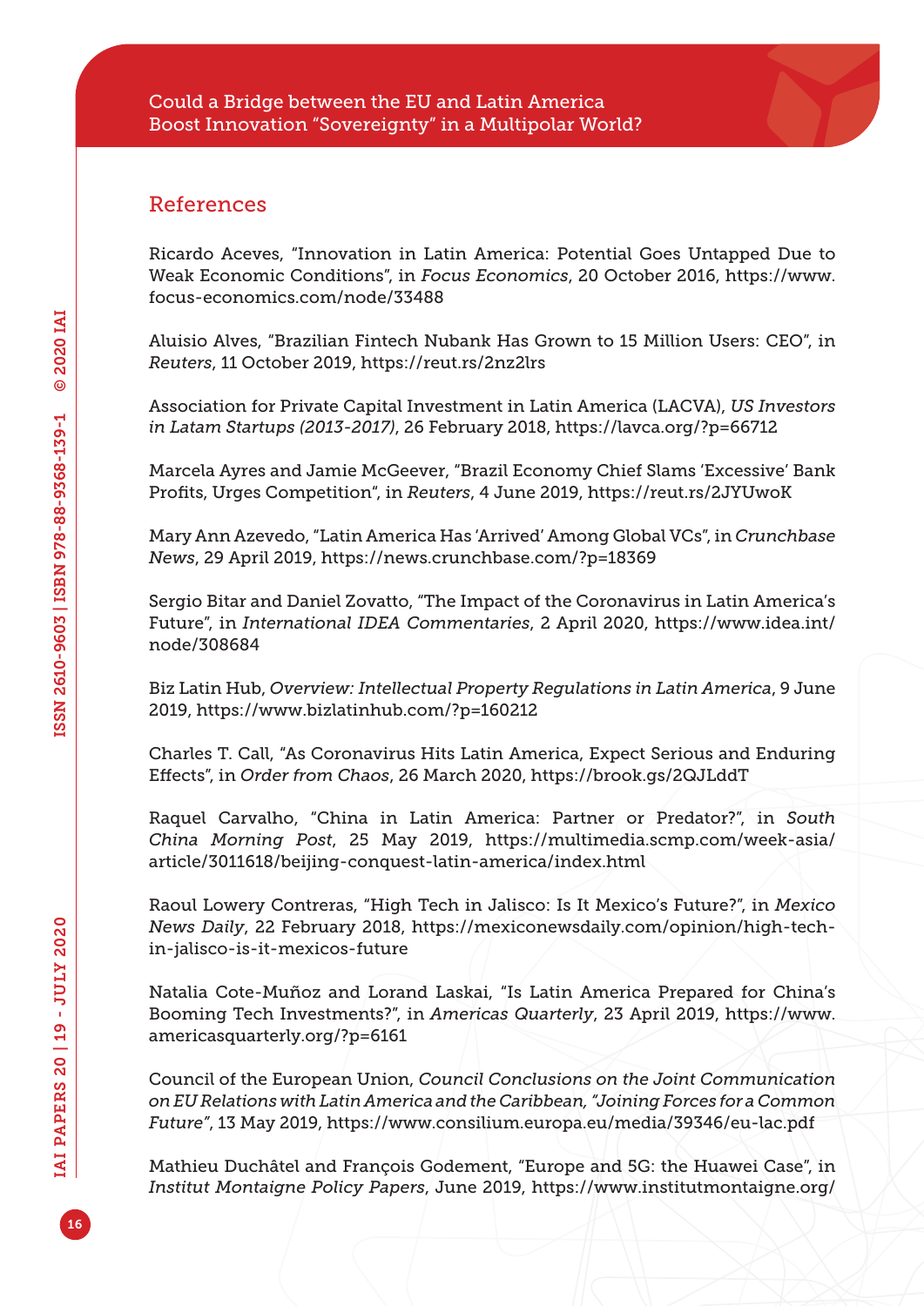## References

Ricardo Aceves, "Innovation in Latin America: Potential Goes Untapped Due to Weak Economic Conditions", in *Focus Economics*, 20 October 2016, https://www.focus-economics.com/node/33488

Aluisio Alves, "Brazilian Fintech Nubank Has Grown to 15 Million Users: CEO", in *Reuters*, 11 October 2019, https://reut.rs/2nz2lrs

Association for Private Capital Investment in Latin America (LACVA), *US Investors in Latam Startups (2013-2017)*, 26 February 2018, https://lavca.org/?p=66712

Marcela Ayres and Jamie McGeever, "Brazil Economy Chief Slams 'Excessive' Bank Profits, Urges Competition", in *Reuters*, 4 June 2019, https://reut.rs/2JYUwoK

Mary Ann Azevedo, "Latin America Has 'Arrived' Among Global VCs", in *Crunchbase News*, 29 April 2019, https://news.crunchbase.com/?p=18369

Sergio Bitar and Daniel Zovatto, "The Impact of the Coronavirus in Latin America's Future", in *International IDEA Commentaries*, 2 April 2020, https://www.idea.int/node/308684

Biz Latin Hub, *Overview: Intellectual Property Regulations in Latin America*, 9 June 2019, https://www.bizlatinhub.com/?p=160212

Charles T. Call, "As Coronavirus Hits Latin America, Expect Serious and Enduring Effects", in *Order from Chaos*, 26 March 2020, https://brook.gs/2QJLddT

Raquel Carvalho, "China in Latin America: Partner or Predator?", in *South China Morning Post*, 25 May 2019, https://multimedia.scmp.com/week-asia/article/3011618/beijing-conquest-latin-america/index.html

Raoul Lowery Contreras, "High Tech in Jalisco: Is It Mexico's Future?", in *Mexico News Daily*, 22 February 2018, https://mexiconewsdaily.com/opinion/high-tech-in-jalisco-is-it-mexicos-future

Natalia Cote-Muñoz and Lorand Laskai, "Is Latin America Prepared for China's Booming Tech Investments?", in *Americas Quarterly*, 23 April 2019, https://www.americasquarterly.org/?p=6161

Council of the European Union, *Council Conclusions on the Joint Communication on EU Relations with Latin America and the Caribbean, "Joining Forces for a Common Future"*, 13 May 2019, https://www.consilium.europa.eu/media/39346/eu-lac.pdf

Mathieu Duchâtel and François Godement, "Europe and 5G: the Huawei Case", in *Institut Montaigne Policy Papers*, June 2019, https://www.institutmontaigne.org/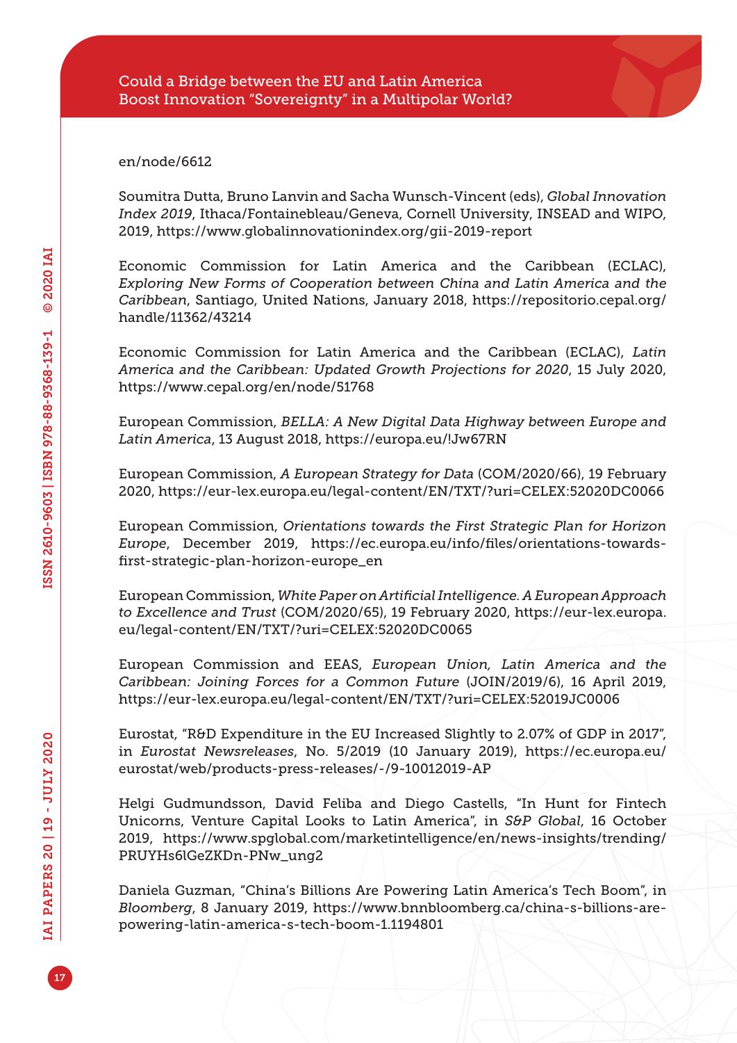en/node/6612

Soumitra Dutta, Bruno Lanvin and Sacha Wunsch-Vincent (eds), *Global Innovation Index 2019*, Ithaca/Fontainebleau/Geneva, Cornell University, INSEAD and WIPO, 2019, https://www.globalinnovationindex.org/gii-2019-report

Economic Commission for Latin America and the Caribbean (ECLAC), *Exploring New Forms of Cooperation between China and Latin America and the Caribbean*, Santiago, United Nations, January 2018, https://repositorio.cepal.org/handle/11362/43214

Economic Commission for Latin America and the Caribbean (ECLAC), *Latin America and the Caribbean: Updated Growth Projections for 2020*, 15 July 2020, https://www.cepal.org/en/node/51768

European Commission, *BELLA: A New Digital Data Highway between Europe and Latin America*, 13 August 2018, https://europa.eu/!Jw67RN

European Commission, *A European Strategy for Data* (COM/2020/66), 19 February 2020, https://eur-lex.europa.eu/legal-content/EN/TXT/?uri=CELEX:52020DC0066

European Commission, *Orientations towards the First Strategic Plan for Horizon Europe*, December 2019, https://ec.europa.eu/info/files/orientations-towards-first-strategic-plan-horizon-europe_en

European Commission, *White Paper on Artificial Intelligence. A European Approach to Excellence and Trust* (COM/2020/65), 19 February 2020, https://eur-lex.europa.eu/legal-content/EN/TXT/?uri=CELEX:52020DC0065

European Commission and EEAS, *European Union, Latin America and the Caribbean: Joining Forces for a Common Future* (JOIN/2019/6), 16 April 2019, https://eur-lex.europa.eu/legal-content/EN/TXT/?uri=CELEX:52019JC0006

Eurostat, "R&D Expenditure in the EU Increased Slightly to 2.07% of GDP in 2017", in *Eurostat Newsreleases*, No. 5/2019 (10 January 2019), https://ec.europa.eu/eurostat/web/products-press-releases/-/9-10012019-AP

Helgi Gudmundsson, David Feliba and Diego Castells, "In Hunt for Fintech Unicorns, Venture Capital Looks to Latin America", in *S&P Global*, 16 October 2019, https://www.spglobal.com/marketintelligence/en/news-insights/trending/PRUYHs6lGeZKDn-PNw_ung2

Daniela Guzman, "China's Billions Are Powering Latin America's Tech Boom", in *Bloomberg*, 8 January 2019, https://www.bnnbloomberg.ca/china-s-billions-are-powering-latin-america-s-tech-boom-1.1194801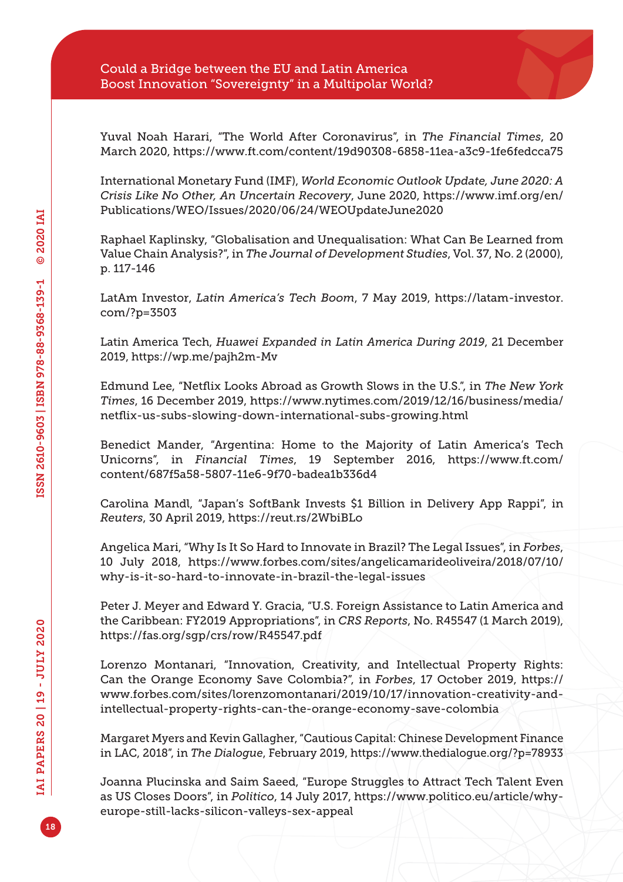Yuval Noah Harari, "The World After Coronavirus", in *The Financial Times*, 20 March 2020, https://www.ft.com/content/19d90308-6858-11ea-a3c9-1fe6fedcca75

International Monetary Fund (IMF), *World Economic Outlook Update, June 2020: A Crisis Like No Other, An Uncertain Recovery*, June 2020, https://www.imf.org/en/Publications/WEO/Issues/2020/06/24/WEOUpdateJune2020

Raphael Kaplinsky, "Globalisation and Unequalisation: What Can Be Learned from Value Chain Analysis?", in *The Journal of Development Studies*, Vol. 37, No. 2 (2000), p. 117-146

LatAm Investor, *Latin America's Tech Boom*, 7 May 2019, https://latam-investor.com/?p=3503

Latin America Tech, *Huawei Expanded in Latin America During 2019*, 21 December 2019, https://wp.me/pajh2m-Mv

Edmund Lee, "Netflix Looks Abroad as Growth Slows in the U.S.", in *The New York Times*, 16 December 2019, https://www.nytimes.com/2019/12/16/business/media/netflix-us-subs-slowing-down-international-subs-growing.html

Benedict Mander, "Argentina: Home to the Majority of Latin America's Tech Unicorns", in *Financial Times*, 19 September 2016, https://www.ft.com/content/687f5a58-5807-11e6-9f70-badea1b336d4

Carolina Mandl, "Japan's SoftBank Invests $1 Billion in Delivery App Rappi", in *Reuters*, 30 April 2019, https://reut.rs/2WbiBLo

Angelica Mari, "Why Is It So Hard to Innovate in Brazil? The Legal Issues", in *Forbes*, 10 July 2018, https://www.forbes.com/sites/angelicamarideoliveira/2018/07/10/why-is-it-so-hard-to-innovate-in-brazil-the-legal-issues

Peter J. Meyer and Edward Y. Gracia, "U.S. Foreign Assistance to Latin America and the Caribbean: FY2019 Appropriations", in *CRS Reports*, No. R45547 (1 March 2019), https://fas.org/sgp/crs/row/R45547.pdf

Lorenzo Montanari, "Innovation, Creativity, and Intellectual Property Rights: Can the Orange Economy Save Colombia?", in *Forbes*, 17 October 2019, https://www.forbes.com/sites/lorenzomontanari/2019/10/17/innovation-creativity-and-intellectual-property-rights-can-the-orange-economy-save-colombia

Margaret Myers and Kevin Gallagher, "Cautious Capital: Chinese Development Finance in LAC, 2018", in *The Dialogue*, February 2019, https://www.thedialogue.org/?p=78933

Joanna Plucinska and Saim Saeed, "Europe Struggles to Attract Tech Talent Even as US Closes Doors", in *Politico*, 14 July 2017, https://www.politico.eu/article/why-europe-still-lacks-silicon-valleys-sex-appeal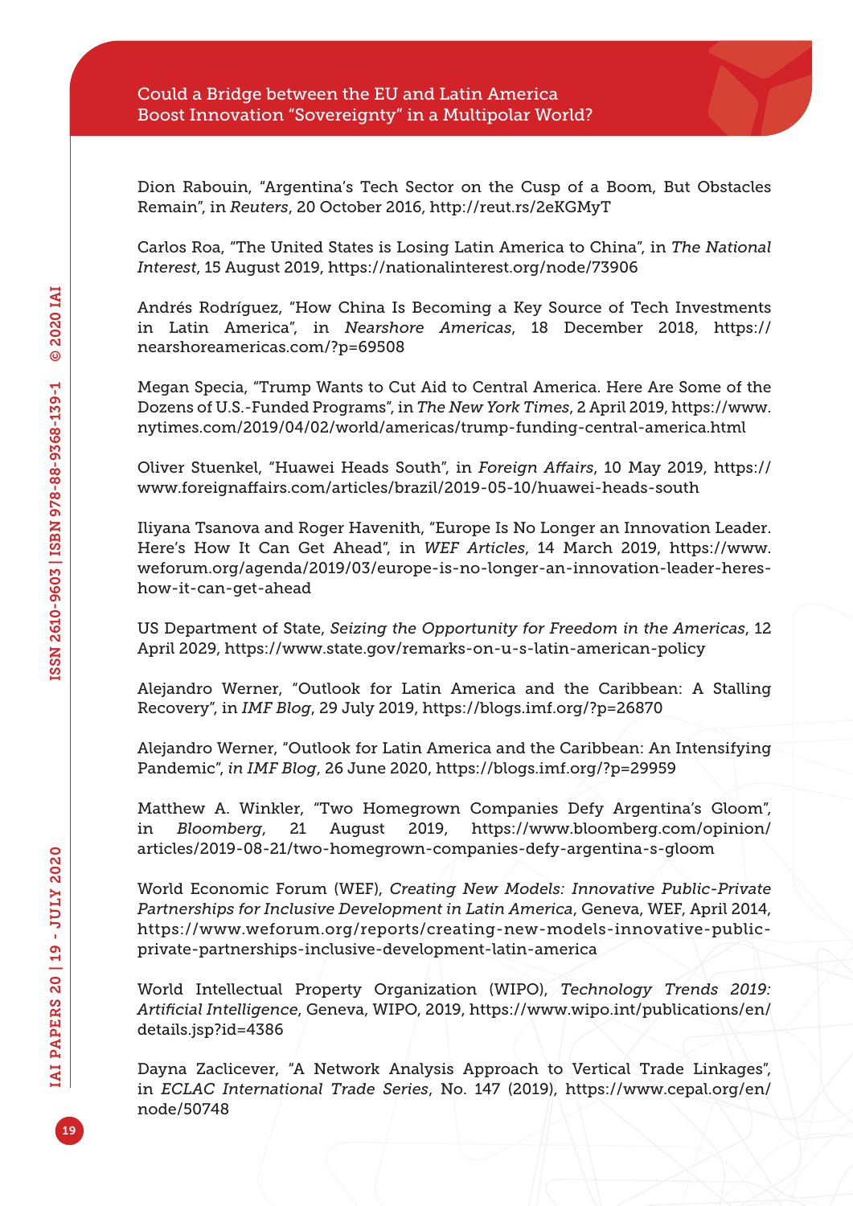Dion Rabouin, "Argentina's Tech Sector on the Cusp of a Boom, But Obstacles Remain", in *Reuters*, 20 October 2016, http://reut.rs/2eKGMyT

Carlos Roa, "The United States is Losing Latin America to China", in *The National Interest*, 15 August 2019, https://nationalinterest.org/node/73906

Andrés Rodríguez, "How China Is Becoming a Key Source of Tech Investments in Latin America", in *Nearshore Americas*, 18 December 2018, https://nearshoreamericas.com/?p=69508

Megan Specia, "Trump Wants to Cut Aid to Central America. Here Are Some of the Dozens of U.S.-Funded Programs", in *The New York Times*, 2 April 2019, https://www.nytimes.com/2019/04/02/world/americas/trump-funding-central-america.html

Oliver Stuenkel, "Huawei Heads South", in *Foreign Affairs*, 10 May 2019, https://www.foreignaffairs.com/articles/brazil/2019-05-10/huawei-heads-south

Iliyana Tsanova and Roger Havenith, "Europe Is No Longer an Innovation Leader. Here's How It Can Get Ahead", in *WEF Articles*, 14 March 2019, https://www.weforum.org/agenda/2019/03/europe-is-no-longer-an-innovation-leader-heres-how-it-can-get-ahead

US Department of State, *Seizing the Opportunity for Freedom in the Americas*, 12 April 2029, https://www.state.gov/remarks-on-u-s-latin-american-policy

Alejandro Werner, "Outlook for Latin America and the Caribbean: A Stalling Recovery", in *IMF Blog*, 29 July 2019, https://blogs.imf.org/?p=26870

Alejandro Werner, "Outlook for Latin America and the Caribbean: An Intensifying Pandemic", *in IMF Blog*, 26 June 2020, https://blogs.imf.org/?p=29959

Matthew A. Winkler, "Two Homegrown Companies Defy Argentina's Gloom", in *Bloomberg*, 21 August 2019, https://www.bloomberg.com/opinion/articles/2019-08-21/two-homegrown-companies-defy-argentina-s-gloom

World Economic Forum (WEF), *Creating New Models: Innovative Public-Private Partnerships for Inclusive Development in Latin America*, Geneva, WEF, April 2014, https://www.weforum.org/reports/creating-new-models-innovative-public-private-partnerships-inclusive-development-latin-america

World Intellectual Property Organization (WIPO), *Technology Trends 2019: Artificial Intelligence*, Geneva, WIPO, 2019, https://www.wipo.int/publications/en/details.jsp?id=4386

Dayna Zaclicever, "A Network Analysis Approach to Vertical Trade Linkages", in *ECLAC International Trade Series*, No. 147 (2019), https://www.cepal.org/en/node/50748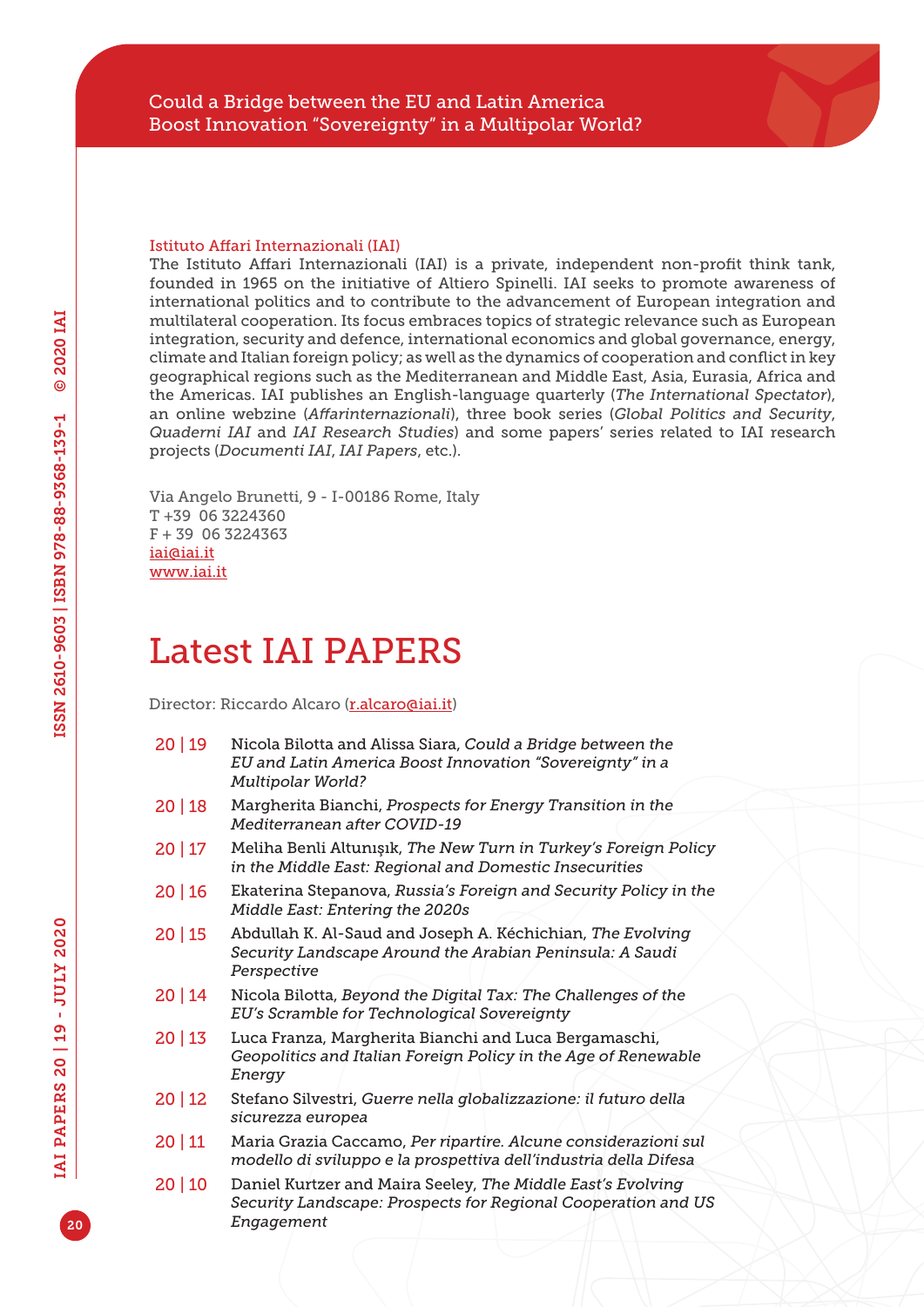Istituto Affari Internazionali (IAI)

The Istituto Affari Internazionali (IAI) is a private, independent non-profit think tank, founded in 1965 on the initiative of Altiero Spinelli. IAI seeks to promote awareness of international politics and to contribute to the advancement of European integration and multilateral cooperation. Its focus embraces topics of strategic relevance such as European integration, security and defence, international economics and global governance, energy, climate and Italian foreign policy; as well as the dynamics of cooperation and conflict in key geographical regions such as the Mediterranean and Middle East, Asia, Eurasia, Africa and the Americas. IAI publishes an English-language quarterly (*The International Spectator*), an online webzine (*Affarinternazionali*), three book series (*Global Politics and Security*, *Quaderni IAI* and *IAI Research Studies*) and some papers' series related to IAI research projects (*Documenti IAI*, *IAI Papers*, etc.).

Via Angelo Brunetti, 9 - I-00186 Rome, Italy
T +39 06 3224360
F + 39 06 3224363
iai@iai.it
www.iai.it

# Latest IAI PAPERS

Director: Riccardo Alcaro (r.alcaro@iai.it)

- **20 | 19** Nicola Bilotta and Alissa Siara, *Could a Bridge between the EU and Latin America Boost Innovation "Sovereignty" in a Multipolar World?*
- **20 | 18** Margherita Bianchi, *Prospects for Energy Transition in the Mediterranean after COVID-19*
- **20 | 17** Meliha Benli Altunışık, *The New Turn in Turkey's Foreign Policy in the Middle East: Regional and Domestic Insecurities*
- **20 | 16** Ekaterina Stepanova, *Russia's Foreign and Security Policy in the Middle East: Entering the 2020s*
- **20 | 15** Abdullah K. Al-Saud and Joseph A. Kéchichian, *The Evolving Security Landscape Around the Arabian Peninsula: A Saudi Perspective*
- **20 | 14** Nicola Bilotta, *Beyond the Digital Tax: The Challenges of the EU's Scramble for Technological Sovereignty*
- **20 | 13** Luca Franza, Margherita Bianchi and Luca Bergamaschi, *Geopolitics and Italian Foreign Policy in the Age of Renewable Energy*
- **20 | 12** Stefano Silvestri, *Guerre nella globalizzazione: il futuro della sicurezza europea*
- **20 | 11** Maria Grazia Caccamo, *Per ripartire. Alcune considerazioni sul modello di sviluppo e la prospettiva dell'industria della Difesa*
- **20 | 10** Daniel Kurtzer and Maira Seeley, *The Middle East's Evolving Security Landscape: Prospects for Regional Cooperation and US Engagement*